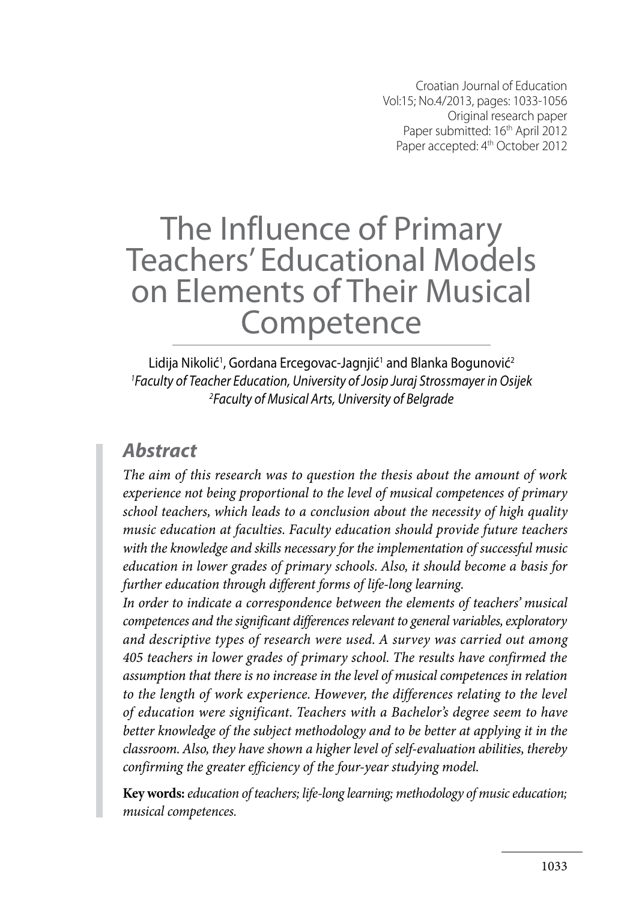Croatian Journal of Education
Vol:15; No.4/2013, pages: 1033-1056
Original research paper
Paper submitted: 16th April 2012
Paper accepted: 4th October 2012

# The Influence of Primary Teachers' Educational Models on Elements of Their Musical Competence

Lidija Nikolić[1], Gordana Ercegovac-Jagnjić[1] and Blanka Bogunović[2]

[1]*Faculty of Teacher Education, University of Josip Juraj Strossmayer in Osijek*
[2]*Faculty of Musical Arts, University of Belgrade*

## Abstract

*The aim of this research was to question the thesis about the amount of work experience not being proportional to the level of musical competences of primary school teachers, which leads to a conclusion about the necessity of high quality music education at faculties. Faculty education should provide future teachers with the knowledge and skills necessary for the implementation of successful music education in lower grades of primary schools. Also, it should become a basis for further education through different forms of life-long learning.*

*In order to indicate a correspondence between the elements of teachers' musical competences and the significant differences relevant to general variables, exploratory and descriptive types of research were used. A survey was carried out among 405 teachers in lower grades of primary school. The results have confirmed the assumption that there is no increase in the level of musical competences in relation to the length of work experience. However, the differences relating to the level of education were significant. Teachers with a Bachelor's degree seem to have better knowledge of the subject methodology and to be better at applying it in the classroom. Also, they have shown a higher level of self-evaluation abilities, thereby confirming the greater efficiency of the four-year studying model.*

**Key words:** *education of teachers; life-long learning; methodology of music education; musical competences.*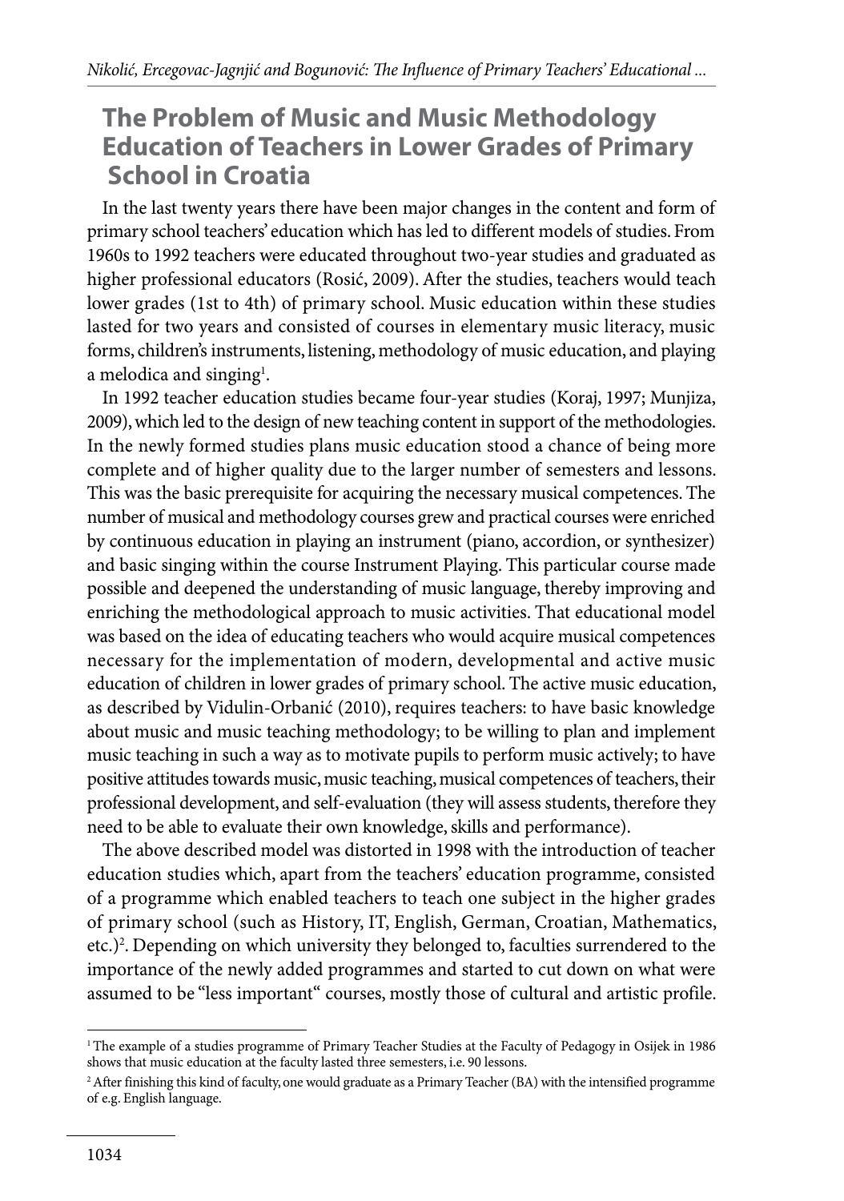## The Problem of Music and Music Methodology Education of Teachers in Lower Grades of Primary School in Croatia

In the last twenty years there have been major changes in the content and form of primary school teachers' education which has led to different models of studies. From 1960s to 1992 teachers were educated throughout two-year studies and graduated as higher professional educators (Rosić, 2009). After the studies, teachers would teach lower grades (1st to 4th) of primary school. Music education within these studies lasted for two years and consisted of courses in elementary music literacy, music forms, children's instruments, listening, methodology of music education, and playing a melodica and singing[1].

In 1992 teacher education studies became four-year studies (Koraj, 1997; Munjiza, 2009), which led to the design of new teaching content in support of the methodologies. In the newly formed studies plans music education stood a chance of being more complete and of higher quality due to the larger number of semesters and lessons. This was the basic prerequisite for acquiring the necessary musical competences. The number of musical and methodology courses grew and practical courses were enriched by continuous education in playing an instrument (piano, accordion, or synthesizer) and basic singing within the course Instrument Playing. This particular course made possible and deepened the understanding of music language, thereby improving and enriching the methodological approach to music activities. That educational model was based on the idea of educating teachers who would acquire musical competences necessary for the implementation of modern, developmental and active music education of children in lower grades of primary school. The active music education, as described by Vidulin-Orbanić (2010), requires teachers: to have basic knowledge about music and music teaching methodology; to be willing to plan and implement music teaching in such a way as to motivate pupils to perform music actively; to have positive attitudes towards music, music teaching, musical competences of teachers, their professional development, and self-evaluation (they will assess students, therefore they need to be able to evaluate their own knowledge, skills and performance).

The above described model was distorted in 1998 with the introduction of teacher education studies which, apart from the teachers' education programme, consisted of a programme which enabled teachers to teach one subject in the higher grades of primary school (such as History, IT, English, German, Croatian, Mathematics, etc.)[2]. Depending on which university they belonged to, faculties surrendered to the importance of the newly added programmes and started to cut down on what were assumed to be "less important" courses, mostly those of cultural and artistic profile.

[1] The example of a studies programme of Primary Teacher Studies at the Faculty of Pedagogy in Osijek in 1986 shows that music education at the faculty lasted three semesters, i.e. 90 lessons.

[2] After finishing this kind of faculty, one would graduate as a Primary Teacher (BA) with the intensified programme of e.g. English language.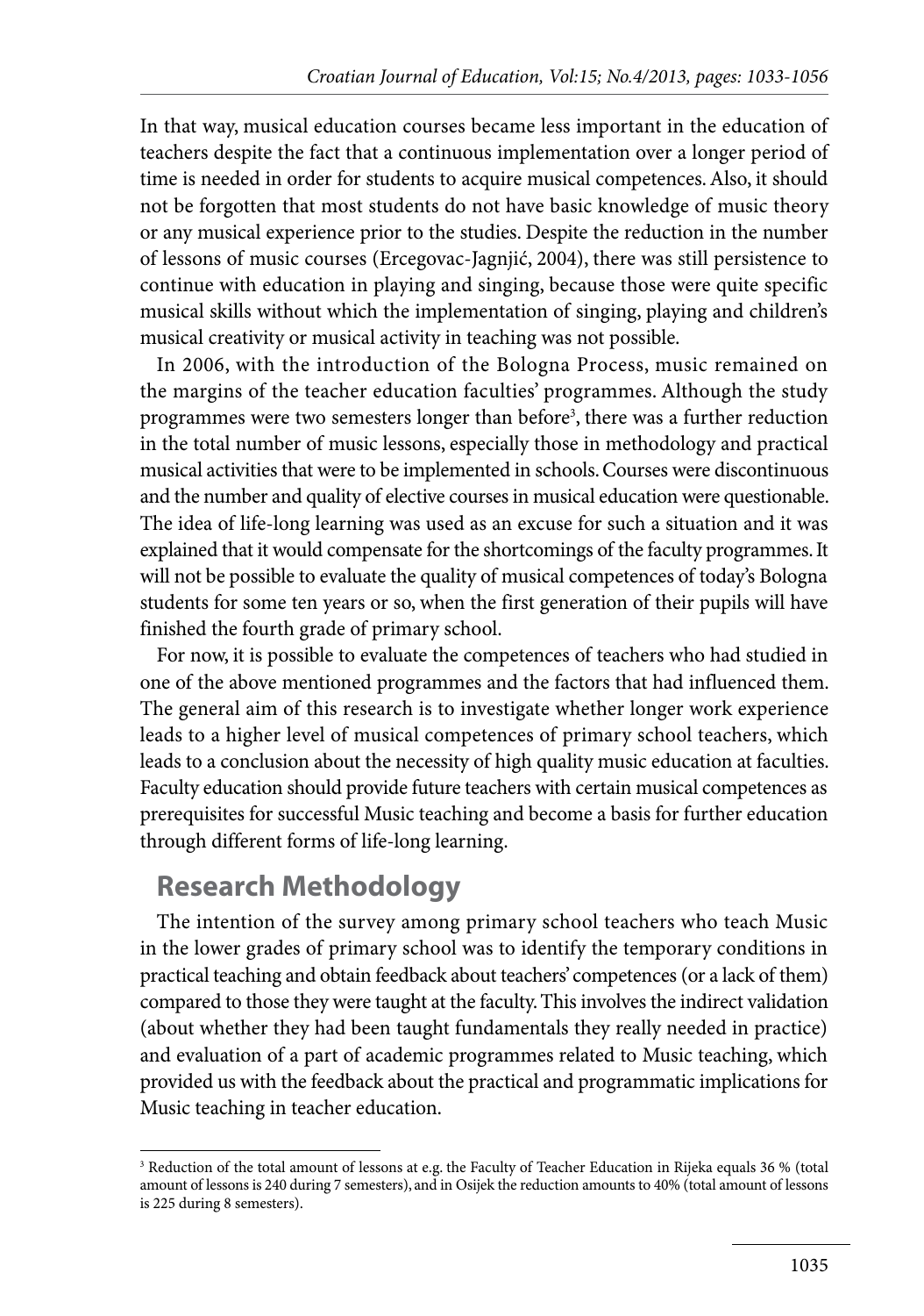In that way, musical education courses became less important in the education of teachers despite the fact that a continuous implementation over a longer period of time is needed in order for students to acquire musical competences. Also, it should not be forgotten that most students do not have basic knowledge of music theory or any musical experience prior to the studies. Despite the reduction in the number of lessons of music courses (Ercegovac-Jagnjić, 2004), there was still persistence to continue with education in playing and singing, because those were quite specific musical skills without which the implementation of singing, playing and children's musical creativity or musical activity in teaching was not possible.

In 2006, with the introduction of the Bologna Process, music remained on the margins of the teacher education faculties' programmes. Although the study programmes were two semesters longer than before[3], there was a further reduction in the total number of music lessons, especially those in methodology and practical musical activities that were to be implemented in schools. Courses were discontinuous and the number and quality of elective courses in musical education were questionable. The idea of life-long learning was used as an excuse for such a situation and it was explained that it would compensate for the shortcomings of the faculty programmes. It will not be possible to evaluate the quality of musical competences of today's Bologna students for some ten years or so, when the first generation of their pupils will have finished the fourth grade of primary school.

For now, it is possible to evaluate the competences of teachers who had studied in one of the above mentioned programmes and the factors that had influenced them. The general aim of this research is to investigate whether longer work experience leads to a higher level of musical competences of primary school teachers, which leads to a conclusion about the necessity of high quality music education at faculties. Faculty education should provide future teachers with certain musical competences as prerequisites for successful Music teaching and become a basis for further education through different forms of life-long learning.

## Research Methodology

The intention of the survey among primary school teachers who teach Music in the lower grades of primary school was to identify the temporary conditions in practical teaching and obtain feedback about teachers' competences (or a lack of them) compared to those they were taught at the faculty. This involves the indirect validation (about whether they had been taught fundamentals they really needed in practice) and evaluation of a part of academic programmes related to Music teaching, which provided us with the feedback about the practical and programmatic implications for Music teaching in teacher education.

---

[3] Reduction of the total amount of lessons at e.g. the Faculty of Teacher Education in Rijeka equals 36 % (total amount of lessons is 240 during 7 semesters), and in Osijek the reduction amounts to 40% (total amount of lessons is 225 during 8 semesters).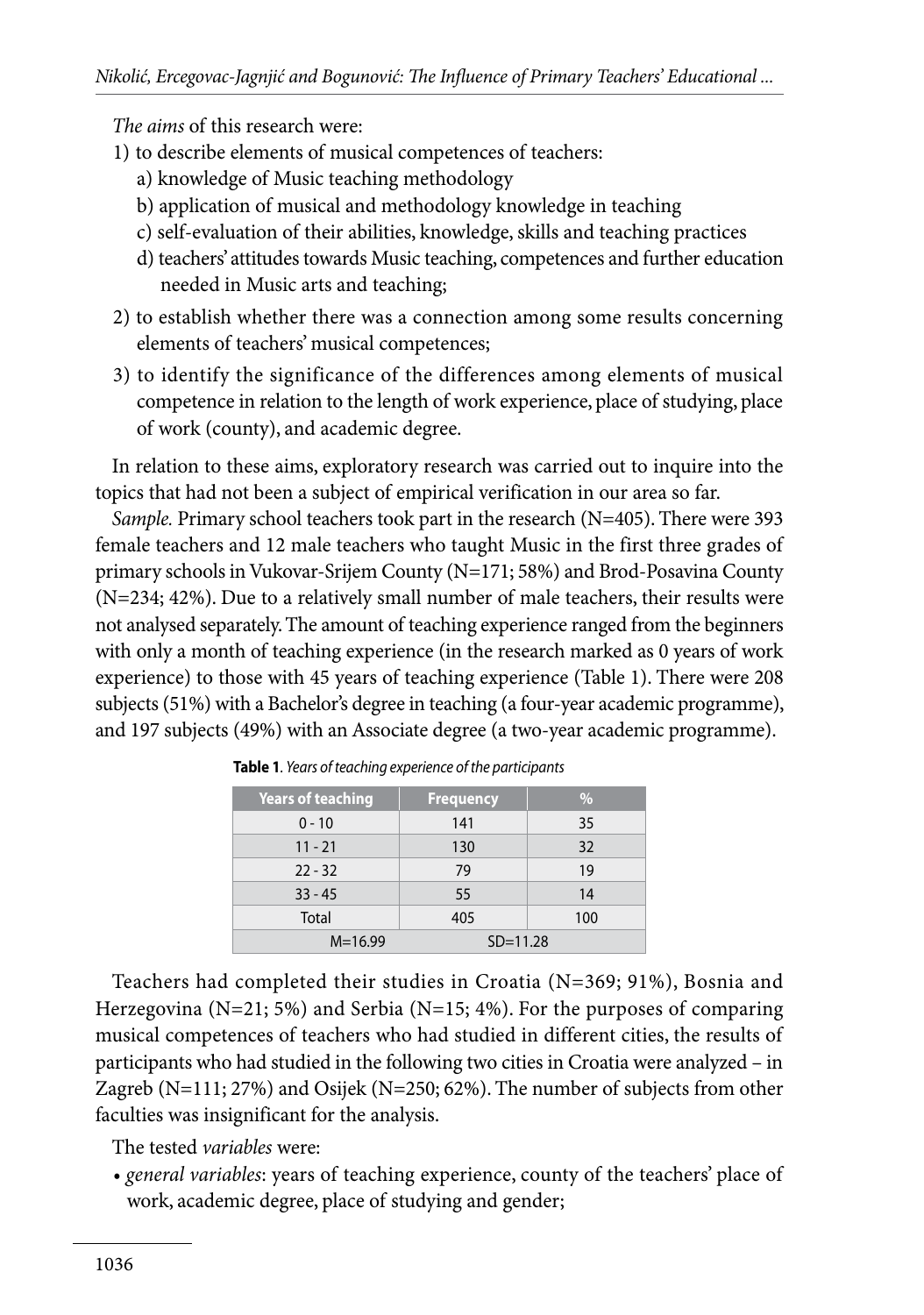*The aims* of this research were:

1) to describe elements of musical competences of teachers:
   a) knowledge of Music teaching methodology
   b) application of musical and methodology knowledge in teaching
   c) self-evaluation of their abilities, knowledge, skills and teaching practices
   d) teachers' attitudes towards Music teaching, competences and further education needed in Music arts and teaching;
2) to establish whether there was a connection among some results concerning elements of teachers' musical competences;
3) to identify the significance of the differences among elements of musical competence in relation to the length of work experience, place of studying, place of work (county), and academic degree.

In relation to these aims, exploratory research was carried out to inquire into the topics that had not been a subject of empirical verification in our area so far.

*Sample.* Primary school teachers took part in the research (N=405). There were 393 female teachers and 12 male teachers who taught Music in the first three grades of primary schools in Vukovar-Srijem County (N=171; 58%) and Brod-Posavina County (N=234; 42%). Due to a relatively small number of male teachers, their results were not analysed separately. The amount of teaching experience ranged from the beginners with only a month of teaching experience (in the research marked as 0 years of work experience) to those with 45 years of teaching experience (Table 1). There were 208 subjects (51%) with a Bachelor's degree in teaching (a four-year academic programme), and 197 subjects (49%) with an Associate degree (a two-year academic programme).

**Table 1**. *Years of teaching experience of the participants*

| Years of teaching | Frequency | % |
|---|---|---|
| 0 - 10 | 141 | 35 |
| 11 - 21 | 130 | 32 |
| 22 - 32 | 79 | 19 |
| 33 - 45 | 55 | 14 |
| Total | 405 | 100 |
| M=16.99 | SD=11.28 | |

Teachers had completed their studies in Croatia (N=369; 91%), Bosnia and Herzegovina (N=21; 5%) and Serbia (N=15; 4%). For the purposes of comparing musical competences of teachers who had studied in different cities, the results of participants who had studied in the following two cities in Croatia were analyzed – in Zagreb (N=111; 27%) and Osijek (N=250; 62%). The number of subjects from other faculties was insignificant for the analysis.

The tested *variables* were:

- *general variables*: years of teaching experience, county of the teachers' place of work, academic degree, place of studying and gender;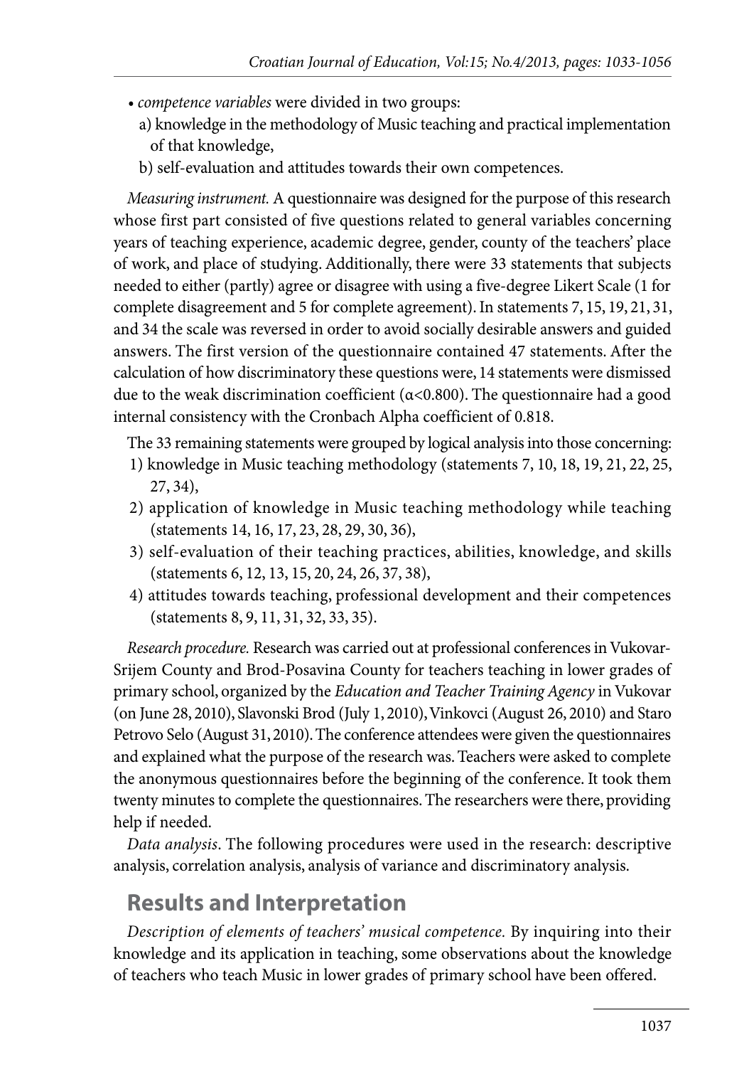- *competence variables* were divided in two groups:
  a) knowledge in the methodology of Music teaching and practical implementation of that knowledge,
  b) self-evaluation and attitudes towards their own competences.

*Measuring instrument.* A questionnaire was designed for the purpose of this research whose first part consisted of five questions related to general variables concerning years of teaching experience, academic degree, gender, county of the teachers' place of work, and place of studying. Additionally, there were 33 statements that subjects needed to either (partly) agree or disagree with using a five-degree Likert Scale (1 for complete disagreement and 5 for complete agreement). In statements 7, 15, 19, 21, 31, and 34 the scale was reversed in order to avoid socially desirable answers and guided answers. The first version of the questionnaire contained 47 statements. After the calculation of how discriminatory these questions were, 14 statements were dismissed due to the weak discrimination coefficient ($\alpha<0.800$). The questionnaire had a good internal consistency with the Cronbach Alpha coefficient of 0.818.

The 33 remaining statements were grouped by logical analysis into those concerning:

1) knowledge in Music teaching methodology (statements 7, 10, 18, 19, 21, 22, 25, 27, 34),
2) application of knowledge in Music teaching methodology while teaching (statements 14, 16, 17, 23, 28, 29, 30, 36),
3) self-evaluation of their teaching practices, abilities, knowledge, and skills (statements 6, 12, 13, 15, 20, 24, 26, 37, 38),
4) attitudes towards teaching, professional development and their competences (statements 8, 9, 11, 31, 32, 33, 35).

*Research procedure.* Research was carried out at professional conferences in Vukovar-Srijem County and Brod-Posavina County for teachers teaching in lower grades of primary school, organized by the *Education and Teacher Training Agency* in Vukovar (on June 28, 2010), Slavonski Brod (July 1, 2010), Vinkovci (August 26, 2010) and Staro Petrovo Selo (August 31, 2010). The conference attendees were given the questionnaires and explained what the purpose of the research was. Teachers were asked to complete the anonymous questionnaires before the beginning of the conference. It took them twenty minutes to complete the questionnaires. The researchers were there, providing help if needed.

*Data analysis*. The following procedures were used in the research: descriptive analysis, correlation analysis, analysis of variance and discriminatory analysis.

## Results and Interpretation

*Description of elements of teachers' musical competence.* By inquiring into their knowledge and its application in teaching, some observations about the knowledge of teachers who teach Music in lower grades of primary school have been offered.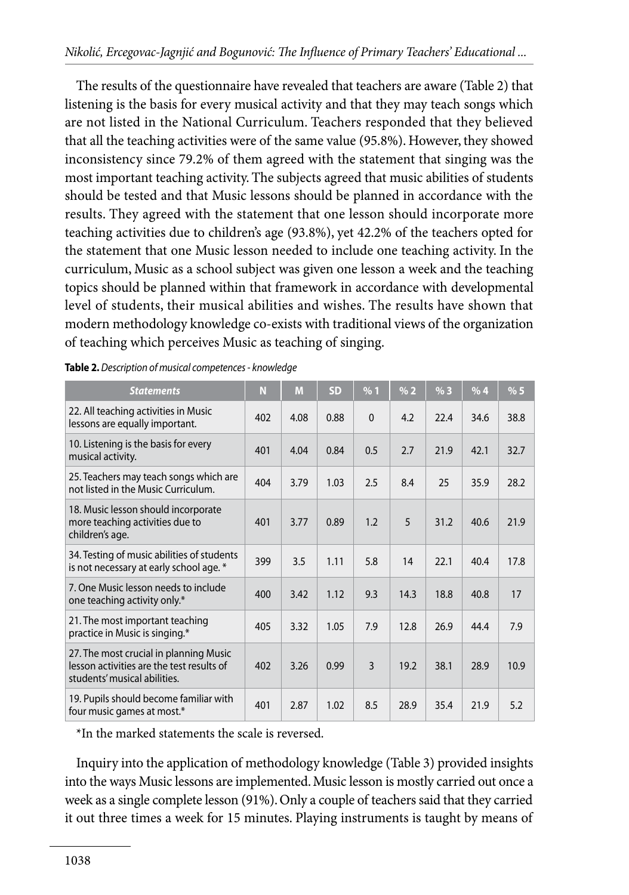The results of the questionnaire have revealed that teachers are aware (Table 2) that listening is the basis for every musical activity and that they may teach songs which are not listed in the National Curriculum. Teachers responded that they believed that all the teaching activities were of the same value (95.8%). However, they showed inconsistency since 79.2% of them agreed with the statement that singing was the most important teaching activity. The subjects agreed that music abilities of students should be tested and that Music lessons should be planned in accordance with the results. They agreed with the statement that one lesson should incorporate more teaching activities due to children's age (93.8%), yet 42.2% of the teachers opted for the statement that one Music lesson needed to include one teaching activity. In the curriculum, Music as a school subject was given one lesson a week and the teaching topics should be planned within that framework in accordance with developmental level of students, their musical abilities and wishes. The results have shown that modern methodology knowledge co-exists with traditional views of the organization of teaching which perceives Music as teaching of singing.

**Table 2.** *Description of musical competences - knowledge*

| *Statements* | N | M | SD | % 1 | % 2 | % 3 | % 4 | % 5 |
|---|---|---|---|---|---|---|---|---|
| 22. All teaching activities in Music lessons are equally important. | 402 | 4.08 | 0.88 | 0 | 4.2 | 22.4 | 34.6 | 38.8 |
| 10. Listening is the basis for every musical activity. | 401 | 4.04 | 0.84 | 0.5 | 2.7 | 21.9 | 42.1 | 32.7 |
| 25. Teachers may teach songs which are not listed in the Music Curriculum. | 404 | 3.79 | 1.03 | 2.5 | 8.4 | 25 | 35.9 | 28.2 |
| 18. Music lesson should incorporate more teaching activities due to children's age. | 401 | 3.77 | 0.89 | 1.2 | 5 | 31.2 | 40.6 | 21.9 |
| 34. Testing of music abilities of students is not necessary at early school age. * | 399 | 3.5 | 1.11 | 5.8 | 14 | 22.1 | 40.4 | 17.8 |
| 7. One Music lesson needs to include one teaching activity only.* | 400 | 3.42 | 1.12 | 9.3 | 14.3 | 18.8 | 40.8 | 17 |
| 21. The most important teaching practice in Music is singing.* | 405 | 3.32 | 1.05 | 7.9 | 12.8 | 26.9 | 44.4 | 7.9 |
| 27. The most crucial in planning Music lesson activities are the test results of students' musical abilities. | 402 | 3.26 | 0.99 | 3 | 19.2 | 38.1 | 28.9 | 10.9 |
| 19. Pupils should become familiar with four music games at most.* | 401 | 2.87 | 1.02 | 8.5 | 28.9 | 35.4 | 21.9 | 5.2 |

*In the marked statements the scale is reversed.

Inquiry into the application of methodology knowledge (Table 3) provided insights into the ways Music lessons are implemented. Music lesson is mostly carried out once a week as a single complete lesson (91%). Only a couple of teachers said that they carried it out three times a week for 15 minutes. Playing instruments is taught by means of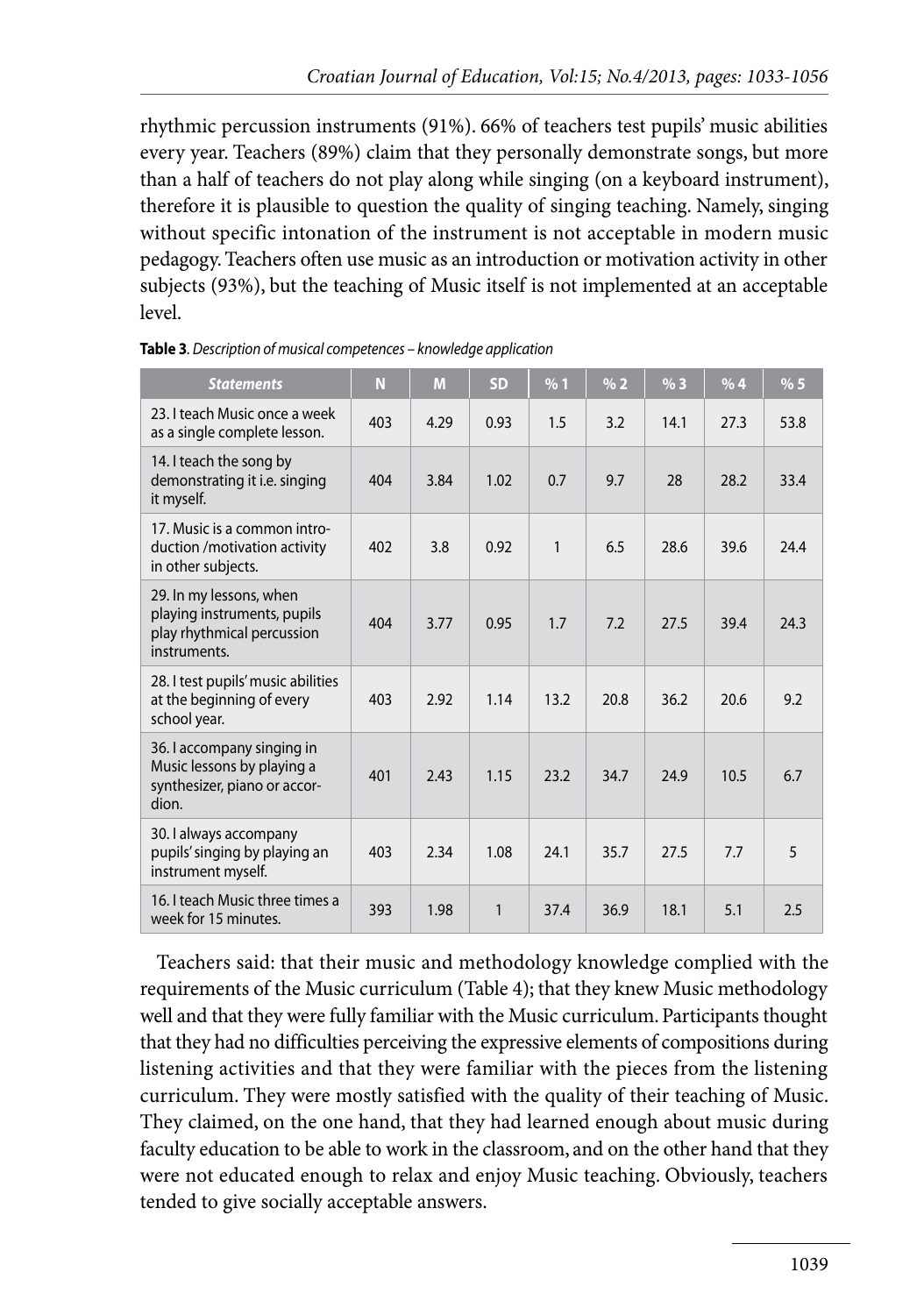rhythmic percussion instruments (91%). 66% of teachers test pupils' music abilities every year. Teachers (89%) claim that they personally demonstrate songs, but more than a half of teachers do not play along while singing (on a keyboard instrument), therefore it is plausible to question the quality of singing teaching. Namely, singing without specific intonation of the instrument is not acceptable in modern music pedagogy. Teachers often use music as an introduction or motivation activity in other subjects (93%), but the teaching of Music itself is not implemented at an acceptable level.

**Table 3**. *Description of musical competences – knowledge application*

| *Statements* | N | M | SD | % 1 | % 2 | % 3 | % 4 | % 5 |
|---|---|---|---|---|---|---|---|---|
| 23. I teach Music once a week as a single complete lesson. | 403 | 4.29 | 0.93 | 1.5 | 3.2 | 14.1 | 27.3 | 53.8 |
| 14. I teach the song by demonstrating it i.e. singing it myself. | 404 | 3.84 | 1.02 | 0.7 | 9.7 | 28 | 28.2 | 33.4 |
| 17. Music is a common introduction /motivation activity in other subjects. | 402 | 3.8 | 0.92 | 1 | 6.5 | 28.6 | 39.6 | 24.4 |
| 29. In my lessons, when playing instruments, pupils play rhythmical percussion instruments. | 404 | 3.77 | 0.95 | 1.7 | 7.2 | 27.5 | 39.4 | 24.3 |
| 28. I test pupils' music abilities at the beginning of every school year. | 403 | 2.92 | 1.14 | 13.2 | 20.8 | 36.2 | 20.6 | 9.2 |
| 36. I accompany singing in Music lessons by playing a synthesizer, piano or accordion. | 401 | 2.43 | 1.15 | 23.2 | 34.7 | 24.9 | 10.5 | 6.7 |
| 30. I always accompany pupils' singing by playing an instrument myself. | 403 | 2.34 | 1.08 | 24.1 | 35.7 | 27.5 | 7.7 | 5 |
| 16. I teach Music three times a week for 15 minutes. | 393 | 1.98 | 1 | 37.4 | 36.9 | 18.1 | 5.1 | 2.5 |

Teachers said: that their music and methodology knowledge complied with the requirements of the Music curriculum (Table 4); that they knew Music methodology well and that they were fully familiar with the Music curriculum. Participants thought that they had no difficulties perceiving the expressive elements of compositions during listening activities and that they were familiar with the pieces from the listening curriculum. They were mostly satisfied with the quality of their teaching of Music. They claimed, on the one hand, that they had learned enough about music during faculty education to be able to work in the classroom, and on the other hand that they were not educated enough to relax and enjoy Music teaching. Obviously, teachers tended to give socially acceptable answers.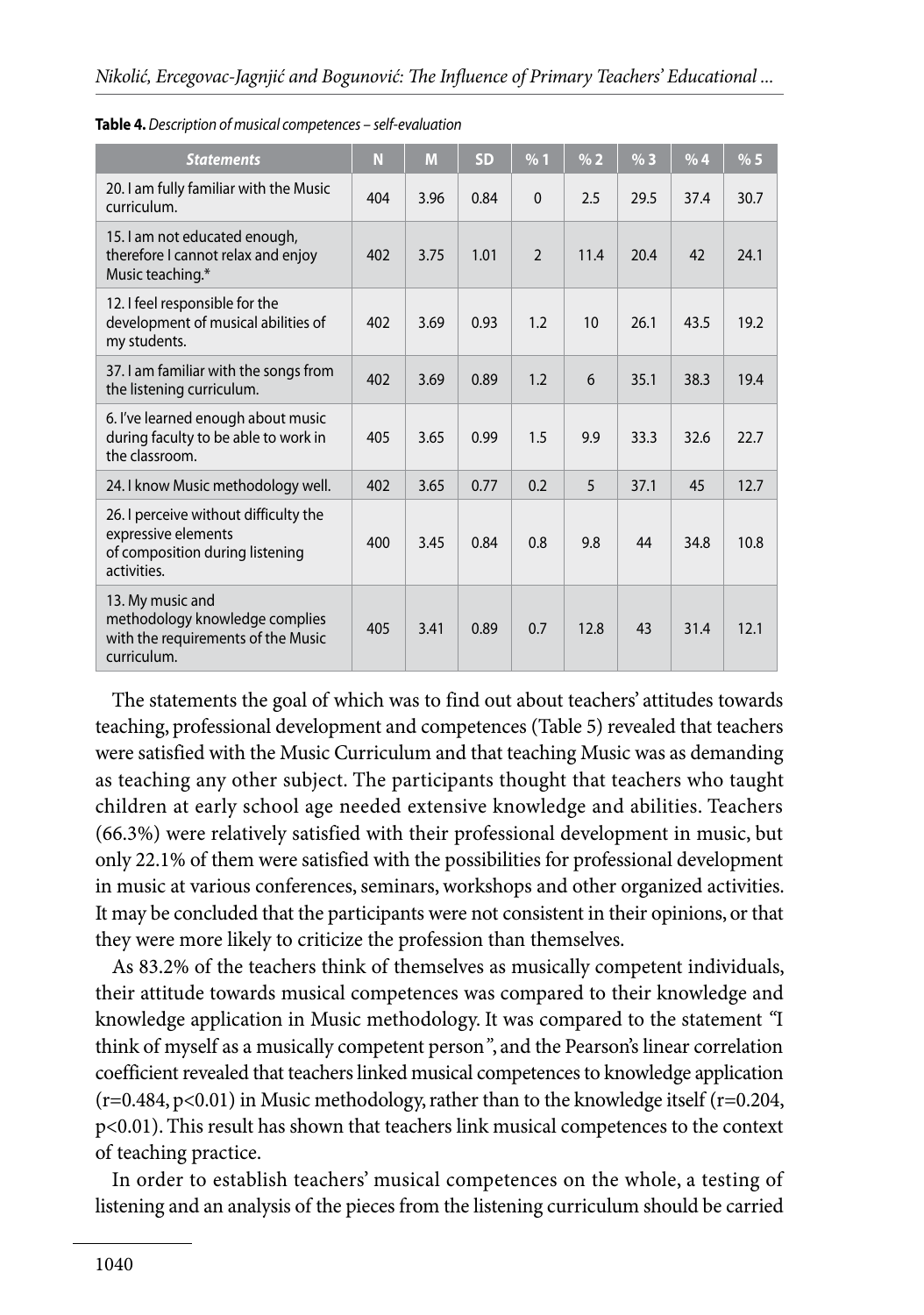**Table 4.** *Description of musical competences – self-evaluation*

| Statements | N | M | SD | % 1 | % 2 | % 3 | % 4 | % 5 |
|---|---|---|---|---|---|---|---|---|
| 20. I am fully familiar with the Music curriculum. | 404 | 3.96 | 0.84 | 0 | 2.5 | 29.5 | 37.4 | 30.7 |
| 15. I am not educated enough, therefore I cannot relax and enjoy Music teaching.* | 402 | 3.75 | 1.01 | 2 | 11.4 | 20.4 | 42 | 24.1 |
| 12. I feel responsible for the development of musical abilities of my students. | 402 | 3.69 | 0.93 | 1.2 | 10 | 26.1 | 43.5 | 19.2 |
| 37. I am familiar with the songs from the listening curriculum. | 402 | 3.69 | 0.89 | 1.2 | 6 | 35.1 | 38.3 | 19.4 |
| 6. I've learned enough about music during faculty to be able to work in the classroom. | 405 | 3.65 | 0.99 | 1.5 | 9.9 | 33.3 | 32.6 | 22.7 |
| 24. I know Music methodology well. | 402 | 3.65 | 0.77 | 0.2 | 5 | 37.1 | 45 | 12.7 |
| 26. I perceive without difficulty the expressive elements of composition during listening activities. | 400 | 3.45 | 0.84 | 0.8 | 9.8 | 44 | 34.8 | 10.8 |
| 13. My music and methodology knowledge complies with the requirements of the Music curriculum. | 405 | 3.41 | 0.89 | 0.7 | 12.8 | 43 | 31.4 | 12.1 |

The statements the goal of which was to find out about teachers' attitudes towards teaching, professional development and competences (Table 5) revealed that teachers were satisfied with the Music Curriculum and that teaching Music was as demanding as teaching any other subject. The participants thought that teachers who taught children at early school age needed extensive knowledge and abilities. Teachers (66.3%) were relatively satisfied with their professional development in music, but only 22.1% of them were satisfied with the possibilities for professional development in music at various conferences, seminars, workshops and other organized activities. It may be concluded that the participants were not consistent in their opinions, or that they were more likely to criticize the profession than themselves.

As 83.2% of the teachers think of themselves as musically competent individuals, their attitude towards musical competences was compared to their knowledge and knowledge application in Music methodology. It was compared to the statement "I think of myself as a musically competent person", and the Pearson's linear correlation coefficient revealed that teachers linked musical competences to knowledge application ($r=0.484$, $p<0.01$) in Music methodology, rather than to the knowledge itself ($r=0.204$, $p<0.01$). This result has shown that teachers link musical competences to the context of teaching practice.

In order to establish teachers' musical competences on the whole, a testing of listening and an analysis of the pieces from the listening curriculum should be carried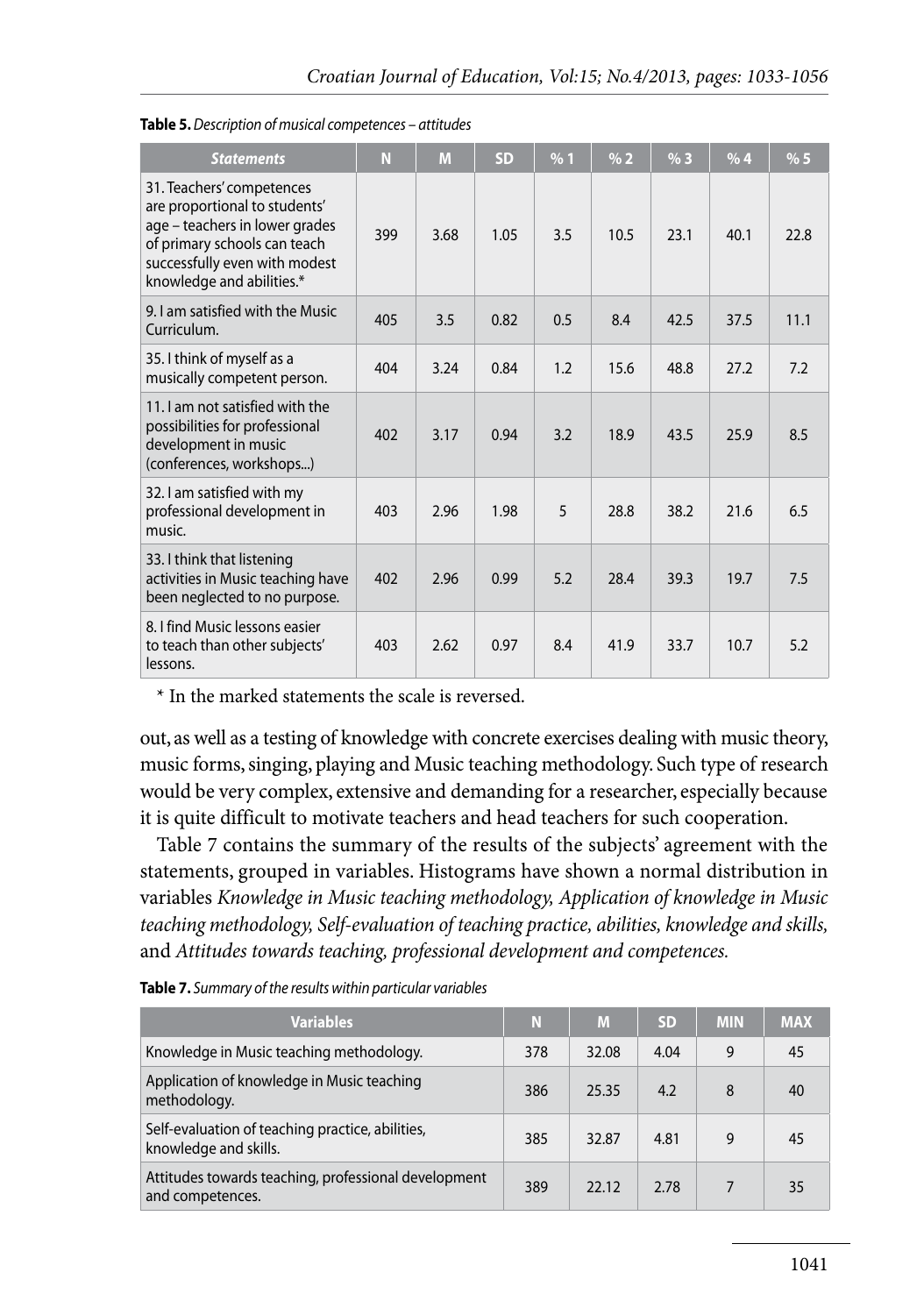**Table 5.** *Description of musical competences – attitudes*

| Statements | N | M | SD | % 1 | % 2 | % 3 | % 4 | % 5 |
|---|---|---|---|---|---|---|---|---|
| 31. Teachers' competences are proportional to students' age – teachers in lower grades of primary schools can teach successfully even with modest knowledge and abilities.* | 399 | 3.68 | 1.05 | 3.5 | 10.5 | 23.1 | 40.1 | 22.8 |
| 9. I am satisfied with the Music Curriculum. | 405 | 3.5 | 0.82 | 0.5 | 8.4 | 42.5 | 37.5 | 11.1 |
| 35. I think of myself as a musically competent person. | 404 | 3.24 | 0.84 | 1.2 | 15.6 | 48.8 | 27.2 | 7.2 |
| 11. I am not satisfied with the possibilities for professional development in music (conferences, workshops...) | 402 | 3.17 | 0.94 | 3.2 | 18.9 | 43.5 | 25.9 | 8.5 |
| 32. I am satisfied with my professional development in music. | 403 | 2.96 | 1.98 | 5 | 28.8 | 38.2 | 21.6 | 6.5 |
| 33. I think that listening activities in Music teaching have been neglected to no purpose. | 402 | 2.96 | 0.99 | 5.2 | 28.4 | 39.3 | 19.7 | 7.5 |
| 8. I find Music lessons easier to teach than other subjects' lessons. | 403 | 2.62 | 0.97 | 8.4 | 41.9 | 33.7 | 10.7 | 5.2 |

\* In the marked statements the scale is reversed.

out, as well as a testing of knowledge with concrete exercises dealing with music theory, music forms, singing, playing and Music teaching methodology. Such type of research would be very complex, extensive and demanding for a researcher, especially because it is quite difficult to motivate teachers and head teachers for such cooperation.

Table 7 contains the summary of the results of the subjects' agreement with the statements, grouped in variables. Histograms have shown a normal distribution in variables *Knowledge in Music teaching methodology, Application of knowledge in Music teaching methodology, Self-evaluation of teaching practice, abilities, knowledge and skills,* and *Attitudes towards teaching, professional development and competences.*

**Table 7.** *Summary of the results within particular variables*

| Variables | N | M | SD | MIN | MAX |
|---|---|---|---|---|---|
| Knowledge in Music teaching methodology. | 378 | 32.08 | 4.04 | 9 | 45 |
| Application of knowledge in Music teaching methodology. | 386 | 25.35 | 4.2 | 8 | 40 |
| Self-evaluation of teaching practice, abilities, knowledge and skills. | 385 | 32.87 | 4.81 | 9 | 45 |
| Attitudes towards teaching, professional development and competences. | 389 | 22.12 | 2.78 | 7 | 35 |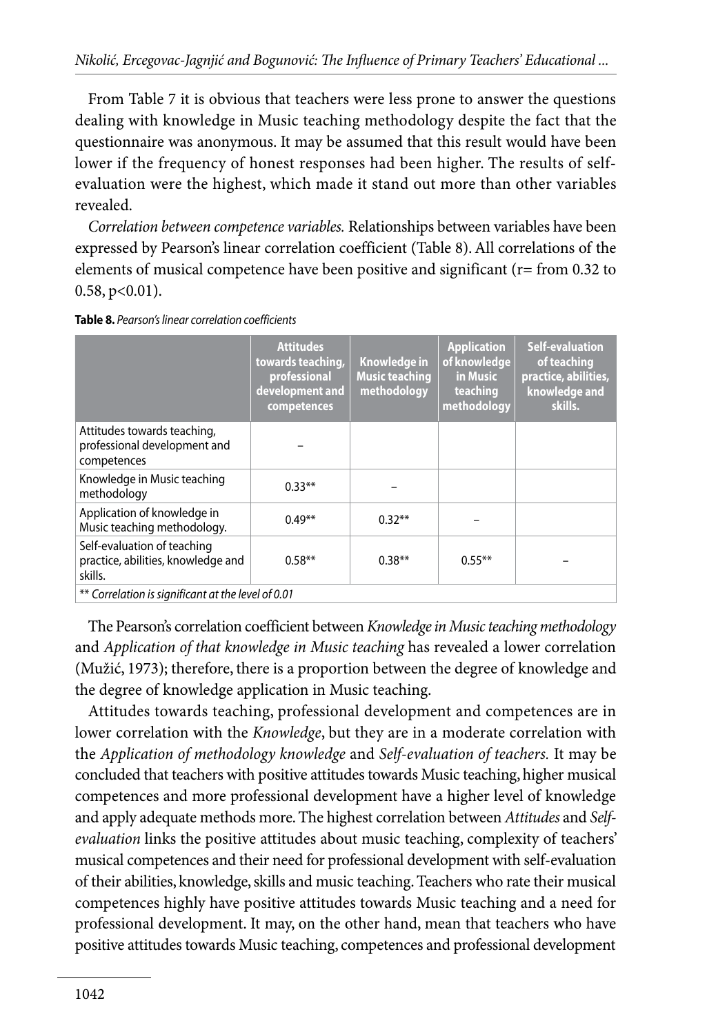From Table 7 it is obvious that teachers were less prone to answer the questions dealing with knowledge in Music teaching methodology despite the fact that the questionnaire was anonymous. It may be assumed that this result would have been lower if the frequency of honest responses had been higher. The results of self-evaluation were the highest, which made it stand out more than other variables revealed.

*Correlation between competence variables.* Relationships between variables have been expressed by Pearson's linear correlation coefficient (Table 8). All correlations of the elements of musical competence have been positive and significant (r= from 0.32 to 0.58, p<0.01).

**Table 8.** *Pearson's linear correlation coefficients*

| | Attitudes towards teaching, professional development and competences | Knowledge in Music teaching methodology | Application of knowledge in Music teaching methodology | Self-evaluation of teaching practice, abilities, knowledge and skills. |
|---|---|---|---|---|
| Attitudes towards teaching, professional development and competences | – | | | |
| Knowledge in Music teaching methodology | 0.33** | – | | |
| Application of knowledge in Music teaching methodology. | 0.49** | 0.32** | – | |
| Self-evaluation of teaching practice, abilities, knowledge and skills. | 0.58** | 0.38** | 0.55** | – |
| ** *Correlation is significant at the level of 0.01* | | | | |

The Pearson's correlation coefficient between *Knowledge in Music teaching methodology* and *Application of that knowledge in Music teaching* has revealed a lower correlation (Mužić, 1973); therefore, there is a proportion between the degree of knowledge and the degree of knowledge application in Music teaching.

Attitudes towards teaching, professional development and competences are in lower correlation with the *Knowledge*, but they are in a moderate correlation with the *Application of methodology knowledge* and *Self-evaluation of teachers.* It may be concluded that teachers with positive attitudes towards Music teaching, higher musical competences and more professional development have a higher level of knowledge and apply adequate methods more. The highest correlation between *Attitudes* and *Self-evaluation* links the positive attitudes about music teaching, complexity of teachers' musical competences and their need for professional development with self-evaluation of their abilities, knowledge, skills and music teaching. Teachers who rate their musical competences highly have positive attitudes towards Music teaching and a need for professional development. It may, on the other hand, mean that teachers who have positive attitudes towards Music teaching, competences and professional development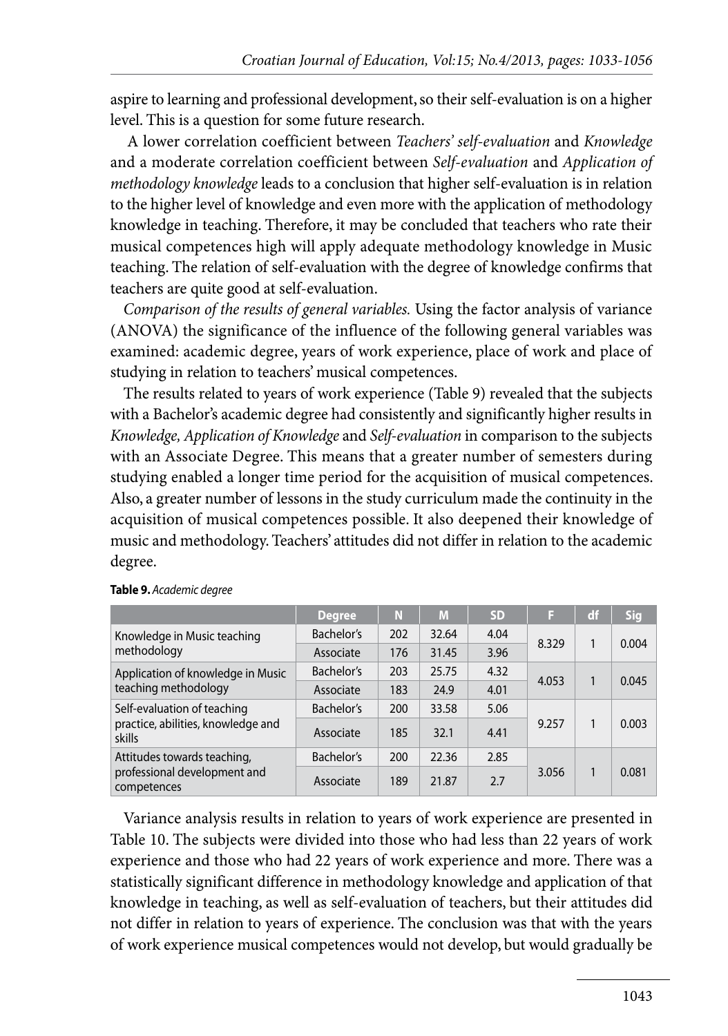aspire to learning and professional development, so their self-evaluation is on a higher level. This is a question for some future research.

A lower correlation coefficient between *Teachers' self-evaluation* and *Knowledge* and a moderate correlation coefficient between *Self-evaluation* and *Application of methodology knowledge* leads to a conclusion that higher self-evaluation is in relation to the higher level of knowledge and even more with the application of methodology knowledge in teaching. Therefore, it may be concluded that teachers who rate their musical competences high will apply adequate methodology knowledge in Music teaching. The relation of self-evaluation with the degree of knowledge confirms that teachers are quite good at self-evaluation.

*Comparison of the results of general variables.* Using the factor analysis of variance (ANOVA) the significance of the influence of the following general variables was examined: academic degree, years of work experience, place of work and place of studying in relation to teachers' musical competences.

The results related to years of work experience (Table 9) revealed that the subjects with a Bachelor's academic degree had consistently and significantly higher results in *Knowledge, Application of Knowledge* and *Self-evaluation* in comparison to the subjects with an Associate Degree. This means that a greater number of semesters during studying enabled a longer time period for the acquisition of musical competences. Also, a greater number of lessons in the study curriculum made the continuity in the acquisition of musical competences possible. It also deepened their knowledge of music and methodology. Teachers' attitudes did not differ in relation to the academic degree.

**Table 9.** *Academic degree*

| | Degree | N | M | SD | F | df | Sig |
|---|---|---|---|---|---|---|---|
| Knowledge in Music teaching methodology | Bachelor's | 202 | 32.64 | 4.04 | 8.329 | 1 | 0.004 |
| | Associate | 176 | 31.45 | 3.96 | | | |
| Application of knowledge in Music teaching methodology | Bachelor's | 203 | 25.75 | 4.32 | 4.053 | 1 | 0.045 |
| | Associate | 183 | 24.9 | 4.01 | | | |
| Self-evaluation of teaching practice, abilities, knowledge and skills | Bachelor's | 200 | 33.58 | 5.06 | 9.257 | 1 | 0.003 |
| | Associate | 185 | 32.1 | 4.41 | | | |
| Attitudes towards teaching, professional development and competences | Bachelor's | 200 | 22.36 | 2.85 | 3.056 | 1 | 0.081 |
| | Associate | 189 | 21.87 | 2.7 | | | |

Variance analysis results in relation to years of work experience are presented in Table 10. The subjects were divided into those who had less than 22 years of work experience and those who had 22 years of work experience and more. There was a statistically significant difference in methodology knowledge and application of that knowledge in teaching, as well as self-evaluation of teachers, but their attitudes did not differ in relation to years of experience. The conclusion was that with the years of work experience musical competences would not develop, but would gradually be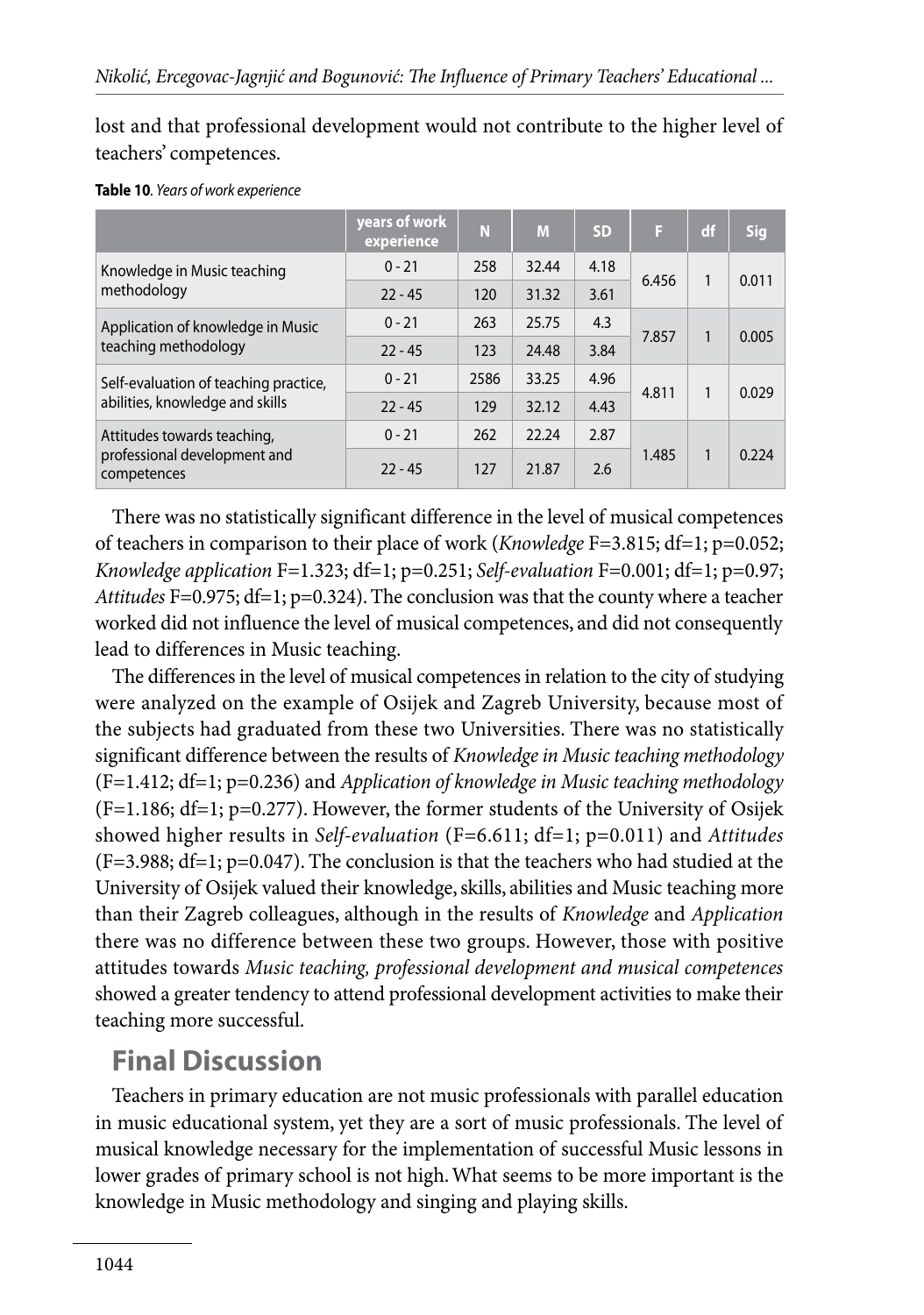lost and that professional development would not contribute to the higher level of teachers' competences.

**Table 10**. *Years of work experience*

| | years of work experience | N | M | SD | F | df | Sig |
|---|---|---|---|---|---|---|---|
| Knowledge in Music teaching methodology | 0 - 21 | 258 | 32.44 | 4.18 | 6.456 | 1 | 0.011 |
| | 22 - 45 | 120 | 31.32 | 3.61 | | | |
| Application of knowledge in Music teaching methodology | 0 - 21 | 263 | 25.75 | 4.3 | 7.857 | 1 | 0.005 |
| | 22 - 45 | 123 | 24.48 | 3.84 | | | |
| Self-evaluation of teaching practice, abilities, knowledge and skills | 0 - 21 | 2586 | 33.25 | 4.96 | 4.811 | 1 | 0.029 |
| | 22 - 45 | 129 | 32.12 | 4.43 | | | |
| Attitudes towards teaching, professional development and competences | 0 - 21 | 262 | 22.24 | 2.87 | 1.485 | 1 | 0.224 |
| | 22 - 45 | 127 | 21.87 | 2.6 | | | |

There was no statistically significant difference in the level of musical competences of teachers in comparison to their place of work (*Knowledge* F=3.815; df=1; p=0.052; *Knowledge application* F=1.323; df=1; p=0.251; *Self-evaluation* F=0.001; df=1; p=0.97; *Attitudes* F=0.975; df=1; p=0.324). The conclusion was that the county where a teacher worked did not influence the level of musical competences, and did not consequently lead to differences in Music teaching.

The differences in the level of musical competences in relation to the city of studying were analyzed on the example of Osijek and Zagreb University, because most of the subjects had graduated from these two Universities. There was no statistically significant difference between the results of *Knowledge in Music teaching methodology* (F=1.412; df=1; p=0.236) and *Application of knowledge in Music teaching methodology* (F=1.186; df=1; p=0.277). However, the former students of the University of Osijek showed higher results in *Self-evaluation* (F=6.611; df=1; p=0.011) and *Attitudes* (F=3.988; df=1; p=0.047). The conclusion is that the teachers who had studied at the University of Osijek valued their knowledge, skills, abilities and Music teaching more than their Zagreb colleagues, although in the results of *Knowledge* and *Application* there was no difference between these two groups. However, those with positive attitudes towards *Music teaching, professional development and musical competences* showed a greater tendency to attend professional development activities to make their teaching more successful.

## Final Discussion

Teachers in primary education are not music professionals with parallel education in music educational system, yet they are a sort of music professionals. The level of musical knowledge necessary for the implementation of successful Music lessons in lower grades of primary school is not high. What seems to be more important is the knowledge in Music methodology and singing and playing skills.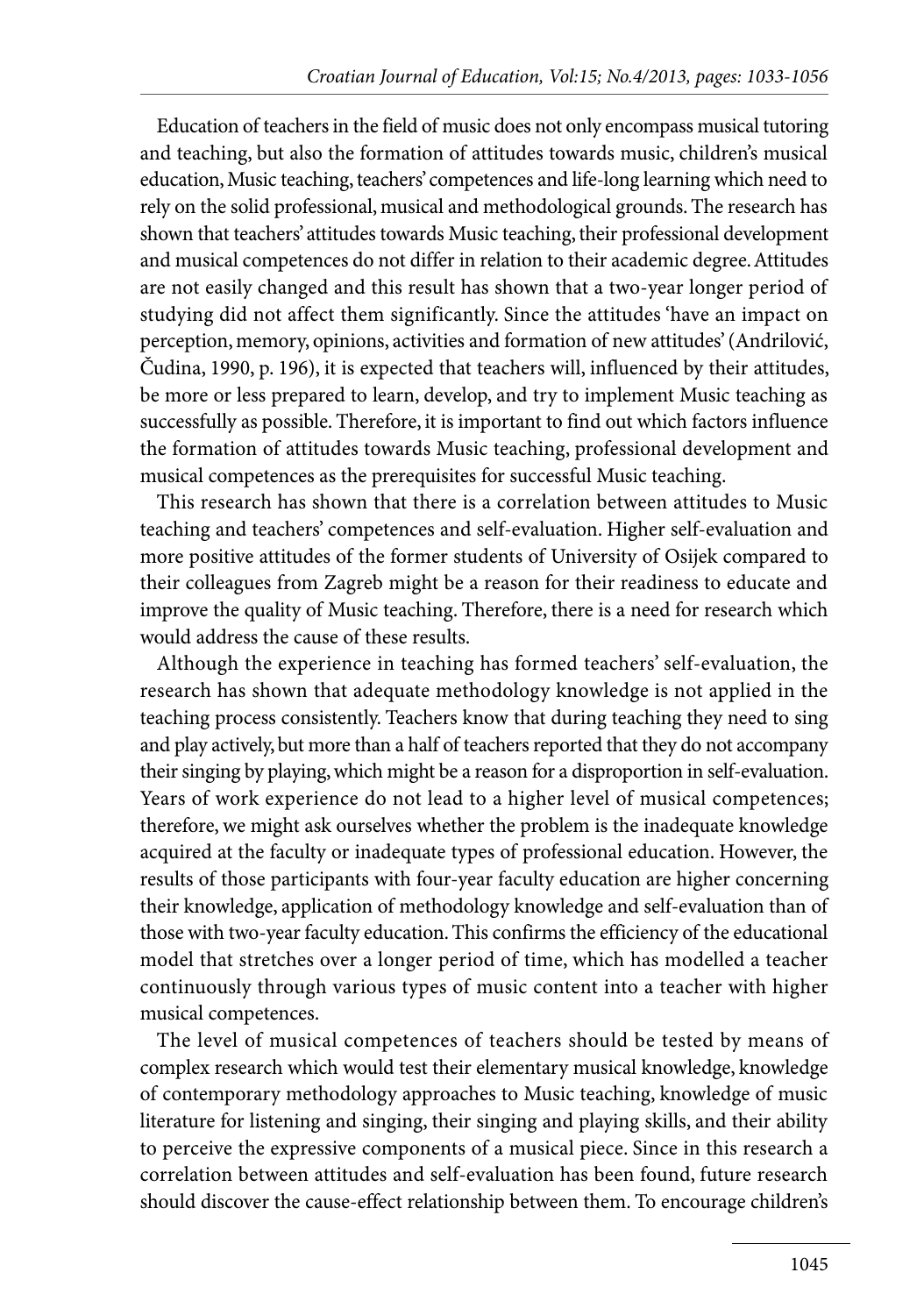Education of teachers in the field of music does not only encompass musical tutoring and teaching, but also the formation of attitudes towards music, children's musical education, Music teaching, teachers' competences and life-long learning which need to rely on the solid professional, musical and methodological grounds. The research has shown that teachers' attitudes towards Music teaching, their professional development and musical competences do not differ in relation to their academic degree. Attitudes are not easily changed and this result has shown that a two-year longer period of studying did not affect them significantly. Since the attitudes 'have an impact on perception, memory, opinions, activities and formation of new attitudes' (Andrilović, Čudina, 1990, p. 196), it is expected that teachers will, influenced by their attitudes, be more or less prepared to learn, develop, and try to implement Music teaching as successfully as possible. Therefore, it is important to find out which factors influence the formation of attitudes towards Music teaching, professional development and musical competences as the prerequisites for successful Music teaching.

This research has shown that there is a correlation between attitudes to Music teaching and teachers' competences and self-evaluation. Higher self-evaluation and more positive attitudes of the former students of University of Osijek compared to their colleagues from Zagreb might be a reason for their readiness to educate and improve the quality of Music teaching. Therefore, there is a need for research which would address the cause of these results.

Although the experience in teaching has formed teachers' self-evaluation, the research has shown that adequate methodology knowledge is not applied in the teaching process consistently. Teachers know that during teaching they need to sing and play actively, but more than a half of teachers reported that they do not accompany their singing by playing, which might be a reason for a disproportion in self-evaluation. Years of work experience do not lead to a higher level of musical competences; therefore, we might ask ourselves whether the problem is the inadequate knowledge acquired at the faculty or inadequate types of professional education. However, the results of those participants with four-year faculty education are higher concerning their knowledge, application of methodology knowledge and self-evaluation than of those with two-year faculty education. This confirms the efficiency of the educational model that stretches over a longer period of time, which has modelled a teacher continuously through various types of music content into a teacher with higher musical competences.

The level of musical competences of teachers should be tested by means of complex research which would test their elementary musical knowledge, knowledge of contemporary methodology approaches to Music teaching, knowledge of music literature for listening and singing, their singing and playing skills, and their ability to perceive the expressive components of a musical piece. Since in this research a correlation between attitudes and self-evaluation has been found, future research should discover the cause-effect relationship between them. To encourage children's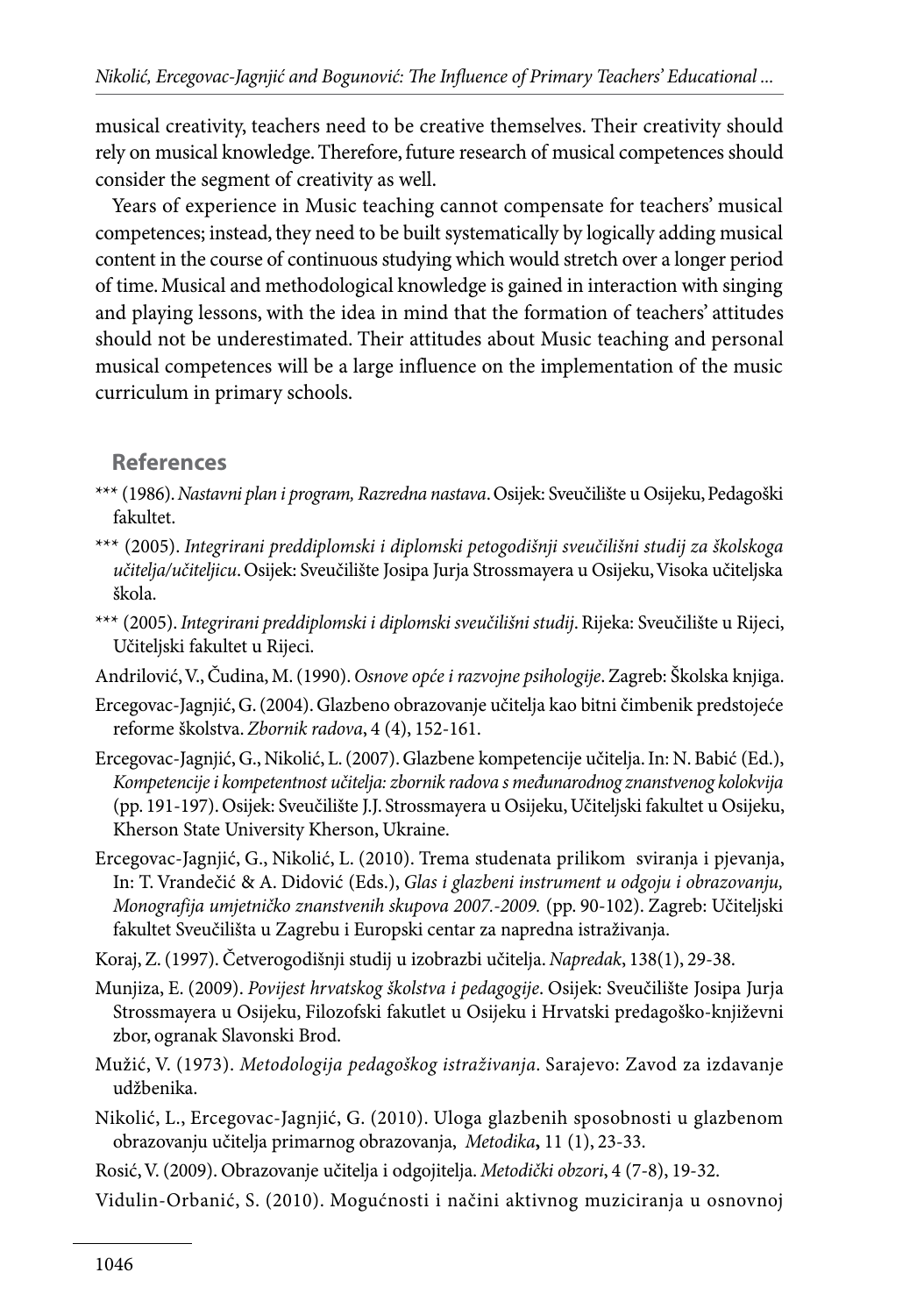musical creativity, teachers need to be creative themselves. Their creativity should rely on musical knowledge. Therefore, future research of musical competences should consider the segment of creativity as well.

Years of experience in Music teaching cannot compensate for teachers' musical competences; instead, they need to be built systematically by logically adding musical content in the course of continuous studying which would stretch over a longer period of time. Musical and methodological knowledge is gained in interaction with singing and playing lessons, with the idea in mind that the formation of teachers' attitudes should not be underestimated. Their attitudes about Music teaching and personal musical competences will be a large influence on the implementation of the music curriculum in primary schools.

## References

*** (1986). *Nastavni plan i program, Razredna nastava*. Osijek: Sveučilište u Osijeku, Pedagoški fakultet.

*** (2005). *Integrirani preddiplomski i diplomski petogodišnji sveučilišni studij za školskoga učitelja/učiteljicu*. Osijek: Sveučilište Josipa Jurja Strossmayera u Osijeku, Visoka učiteljska škola.

*** (2005). *Integrirani preddiplomski i diplomski sveučilišni studij*. Rijeka: Sveučilište u Rijeci, Učiteljski fakultet u Rijeci.

Andrilović, V., Čudina, M. (1990). *Osnove opće i razvojne psihologije*. Zagreb: Školska knjiga.

Ercegovac-Jagnjić, G. (2004). Glazbeno obrazovanje učitelja kao bitni čimbenik predstojeće reforme školstva. *Zbornik radova*, 4 (4), 152-161.

Ercegovac-Jagnjić, G., Nikolić, L. (2007). Glazbene kompetencije učitelja. In: N. Babić (Ed.), *Kompetencije i kompetentnost učitelja: zbornik radova s međunarodnog znanstvenog kolokvija* (pp. 191-197). Osijek: Sveučilište J.J. Strossmayera u Osijeku, Učiteljski fakultet u Osijeku, Kherson State University Kherson, Ukraine.

Ercegovac-Jagnjić, G., Nikolić, L. (2010). Trema studenata prilikom sviranja i pjevanja, In: T. Vrandečić & A. Didović (Eds.), *Glas i glazbeni instrument u odgoju i obrazovanju, Monografija umjetničko znanstvenih skupova 2007.-2009.* (pp. 90-102). Zagreb: Učiteljski fakultet Sveučilišta u Zagrebu i Europski centar za napredna istraživanja.

Koraj, Z. (1997). Četverogodišnji studij u izobrazbi učitelja. *Napredak*, 138(1), 29-38.

Munjiza, E. (2009). *Povijest hrvatskog školstva i pedagogije*. Osijek: Sveučilište Josipa Jurja Strossmayera u Osijeku, Filozofski fakutlet u Osijeku i Hrvatski predagoško-književni zbor, ogranak Slavonski Brod.

Mužić, V. (1973). *Metodologija pedagoškog istraživanja*. Sarajevo: Zavod za izdavanje udžbenika.

Nikolić, L., Ercegovac-Jagnjić, G. (2010). Uloga glazbenih sposobnosti u glazbenom obrazovanju učitelja primarnog obrazovanja, *Metodika*, 11 (1), 23-33.

Rosić, V. (2009). Obrazovanje učitelja i odgojitelja. *Metodički obzori*, 4 (7-8), 19-32.

Vidulin-Orbanić, S. (2010). Mogućnosti i načini aktivnog muziciranja u osnovnoj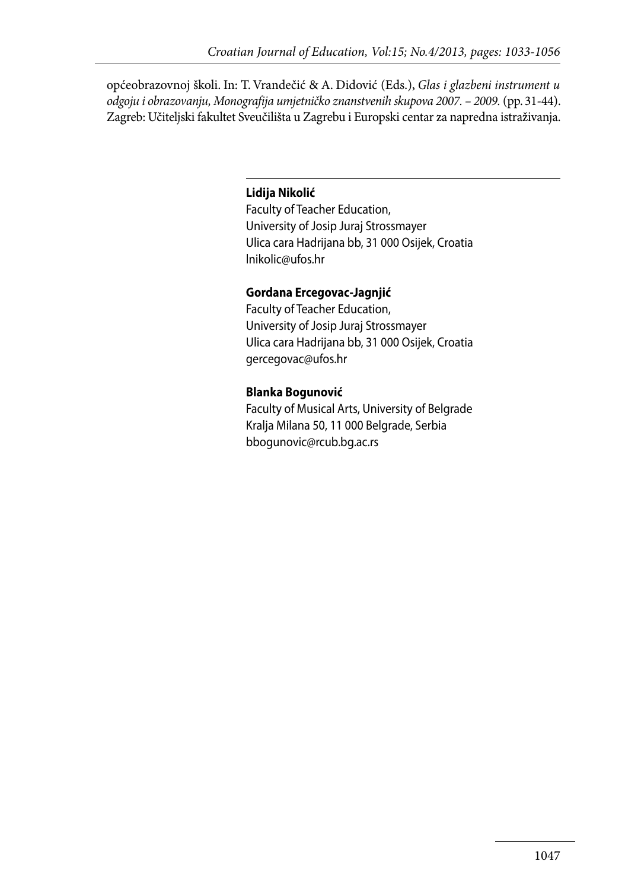općeobrazovnoj školi. In: T. Vrandečić & A. Didović (Eds.), *Glas i glazbeni instrument u odgoju i obrazovanju, Monografija umjetničko znanstvenih skupova 2007. – 2009.* (pp. 31-44). Zagreb: Učiteljski fakultet Sveučilišta u Zagrebu i Europski centar za napredna istraživanja.

---

**Lidija Nikolić**
Faculty of Teacher Education,
University of Josip Juraj Strossmayer
Ulica cara Hadrijana bb, 31 000 Osijek, Croatia
lnikolic@ufos.hr

**Gordana Ercegovac-Jagnjić**
Faculty of Teacher Education,
University of Josip Juraj Strossmayer
Ulica cara Hadrijana bb, 31 000 Osijek, Croatia
gercegovac@ufos.hr

**Blanka Bogunović**
Faculty of Musical Arts, University of Belgrade
Kralja Milana 50, 11 000 Belgrade, Serbia
bbogunovic@rcub.bg.ac.rs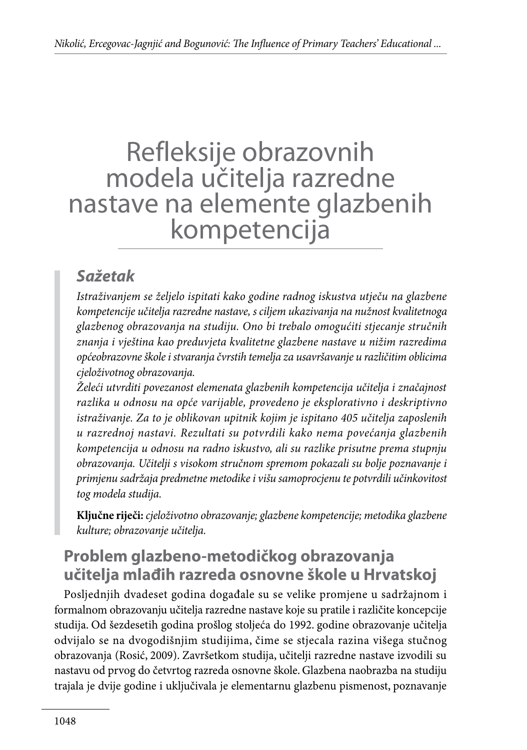# Refleksije obrazovnih modela učitelja razredne nastave na elemente glazbenih kompetencija

## *Sažetak*

*Istraživanjem se željelo ispitati kako godine radnog iskustva utječu na glazbene kompetencije učitelja razredne nastave, s ciljem ukazivanja na nužnost kvalitetnoga glazbenog obrazovanja na studiju. Ono bi trebalo omogućiti stjecanje stručnih znanja i vještina kao preduvjeta kvalitetne glazbene nastave u nižim razredima općeobrazovne škole i stvaranja čvrstih temelja za usavršavanje u različitim oblicima cjeloživotnog obrazovanja.*

*Želeći utvrditi povezanost elemenata glazbenih kompetencija učitelja i značajnost razlika u odnosu na opće varijable, provedeno je eksplorativno i deskriptivno istraživanje. Za to je oblikovan upitnik kojim je ispitano 405 učitelja zaposlenih u razrednoj nastavi. Rezultati su potvrdili kako nema povećanja glazbenih kompetencija u odnosu na radno iskustvo, ali su razlike prisutne prema stupnju obrazovanja. Učitelji s visokom stručnom spremom pokazali su bolje poznavanje i primjenu sadržaja predmetne metodike i višu samoprocjenu te potvrdili učinkovitost tog modela studija.*

**Ključne riječi:** *cjeloživotno obrazovanje; glazbene kompetencije; metodika glazbene kulture; obrazovanje učitelja.*

## Problem glazbeno-metodičkog obrazovanja učitelja mlađih razreda osnovne škole u Hrvatskoj

Posljednjih dvadeset godina događale su se velike promjene u sadržajnom i formalnom obrazovanju učitelja razredne nastave koje su pratile i različite koncepcije studija. Od šezdesetih godina prošlog stoljeća do 1992. godine obrazovanje učitelja odvijalo se na dvogodišnjim studijima, čime se stjecala razina višega stučnog obrazovanja (Rosić, 2009). Završetkom studija, učitelji razredne nastave izvodili su nastavu od prvog do četvrtog razreda osnovne škole. Glazbena naobrazba na studiju trajala je dvije godine i uključivala je elementarnu glazbenu pismenost, poznavanje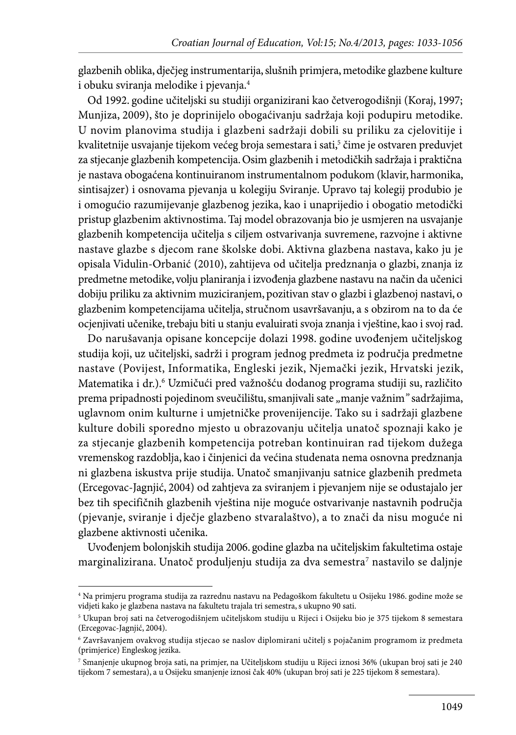glazbenih oblika, dječjeg instrumentarija, slušnih primjera, metodike glazbene kulture i obuku sviranja melodike i pjevanja.[4]

Od 1992. godine učiteljski su studiji organizirani kao četverogodišnji (Koraj, 1997; Munjiza, 2009), što je doprinijelo obogaćivanju sadržaja koji podupiru metodike. U novim planovima studija i glazbeni sadržaji dobili su priliku za cjelovitije i kvalitetnije usvajanje tijekom većeg broja semestara i sati,[5] čime je ostvaren preduvjet za stjecanje glazbenih kompetencija. Osim glazbenih i metodičkih sadržaja i praktična je nastava obogaćena kontinuiranom instrumentalnom podukom (klavir, harmonika, sintisajzer) i osnovama pjevanja u kolegiju Sviranje. Upravo taj kolegij produbio je i omogućio razumijevanje glazbenog jezika, kao i unaprijedio i obogatio metodički pristup glazbenim aktivnostima. Taj model obrazovanja bio je usmjeren na usvajanje glazbenih kompetencija učitelja s ciljem ostvarivanja suvremene, razvojne i aktivne nastave glazbe s djecom rane školske dobi. Aktivna glazbena nastava, kako ju je opisala Vidulin-Orbanić (2010), zahtijeva od učitelja predznanja o glazbi, znanja iz predmetne metodike, volju planiranja i izvođenja glazbene nastavu na način da učenici dobiju priliku za aktivnim muziciranjem, pozitivan stav o glazbi i glazbenoj nastavi, o glazbenim kompetencijama učitelja, stručnom usavršavanju, a s obzirom na to da će ocjenjivati učenike, trebaju biti u stanju evaluirati svoja znanja i vještine, kao i svoj rad.

Do narušavanja opisane koncepcije dolazi 1998. godine uvođenjem učiteljskog studija koji, uz učiteljski, sadrži i program jednog predmeta iz područja predmetne nastave (Povijest, Informatika, Engleski jezik, Njemački jezik, Hrvatski jezik, Matematika i dr.).[6] Uzmičući pred važnošću dodanog programa studiji su, različito prema pripadnosti pojedinom sveučilištu, smanjivali sate „manje važnim" sadržajima, uglavnom onim kulturne i umjetničke provenijencije. Tako su i sadržaji glazbene kulture dobili sporedno mjesto u obrazovanju učitelja unatoč spoznaji kako je za stjecanje glazbenih kompetencija potreban kontinuiran rad tijekom dužega vremenskog razdoblja, kao i činjenici da većina studenata nema osnovna predznanja ni glazbena iskustva prije studija. Unatoč smanjivanju satnice glazbenih predmeta (Ercegovac-Jagnjić, 2004) od zahtjeva za sviranjem i pjevanjem nije se odustajalo jer bez tih specifičnih glazbenih vještina nije moguće ostvarivanje nastavnih područja (pjevanje, sviranje i dječje glazbeno stvaralaštvo), a to znači da nisu moguće ni glazbene aktivnosti učenika.

Uvođenjem bolonjskih studija 2006. godine glazba na učiteljskim fakultetima ostaje marginalizirana. Unatoč produljenju studija za dva semestra[7] nastavilo se daljnje

---

[4] Na primjeru programa studija za razrednu nastavu na Pedagoškom fakultetu u Osijeku 1986. godine može se vidjeti kako je glazbena nastava na fakultetu trajala tri semestra, s ukupno 90 sati.

[5] Ukupan broj sati na četverogodišnjem učiteljskom studiju u Rijeci i Osijeku bio je 375 tijekom 8 semestara (Ercegovac-Jagnjić, 2004).

[6] Završavanjem ovakvog studija stjecao se naslov diplomirani učitelj s pojačanim programom iz predmeta (primjerice) Engleskog jezika.

[7] Smanjenje ukupnog broja sati, na primjer, na Učiteljskom studiju u Rijeci iznosi 36% (ukupan broj sati je 240 tijekom 7 semestara), a u Osijeku smanjenje iznosi čak 40% (ukupan broj sati je 225 tijekom 8 semestara).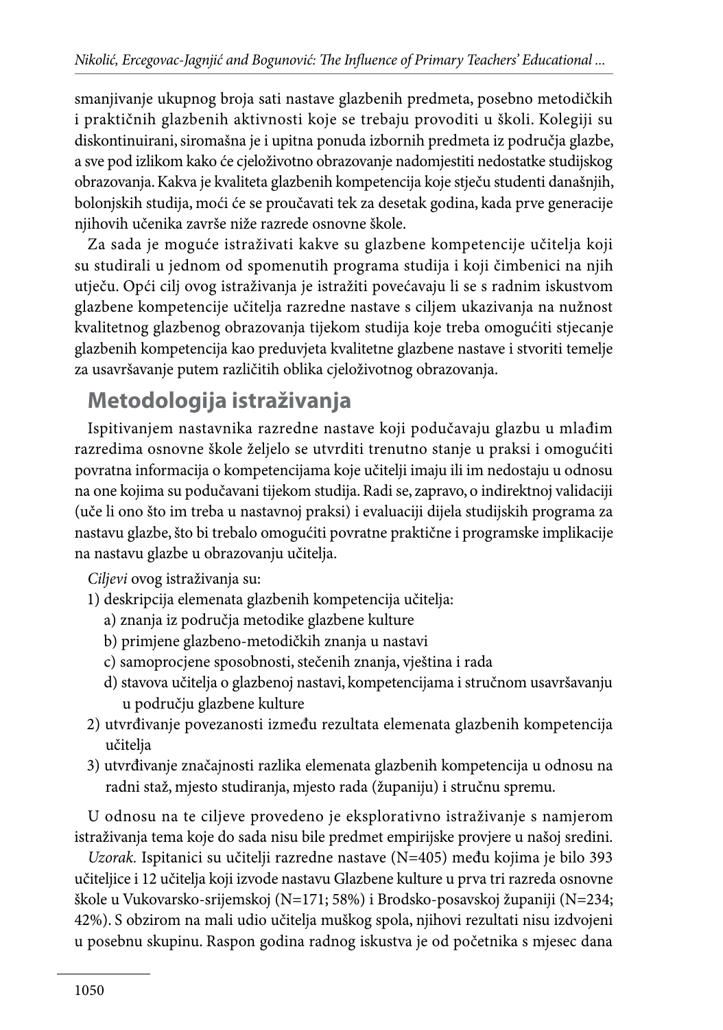smanjivanje ukupnog broja sati nastave glazbenih predmeta, posebno metodičkih i praktičnih glazbenih aktivnosti koje se trebaju provoditi u školi. Kolegiji su diskontinuirani, siromašna je i upitna ponuda izbornih predmeta iz područja glazbe, a sve pod izlikom kako će cjeloživotno obrazovanje nadomjestiti nedostatke studijskog obrazovanja. Kakva je kvaliteta glazbenih kompetencija koje stječu studenti današnjih, bolonjskih studija, moći će se proučavati tek za desetak godina, kada prve generacije njihovih učenika završe niže razrede osnovne škole.

Za sada je moguće istraživati kakve su glazbene kompetencije učitelja koji su studirali u jednom od spomenutih programa studija i koji čimbenici na njih utječu. Opći cilj ovog istraživanja je istražiti povećavaju li se s radnim iskustvom glazbene kompetencije učitelja razredne nastave s ciljem ukazivanja na nužnost kvalitetnog glazbenog obrazovanja tijekom studija koje treba omogućiti stjecanje glazbenih kompetencija kao preduvjeta kvalitetne glazbene nastave i stvoriti temelje za usavršavanje putem različitih oblika cjeloživotnog obrazovanja.

## Metodologija istraživanja

Ispitivanjem nastavnika razredne nastave koji podučavaju glazbu u mlađim razredima osnovne škole željelo se utvrditi trenutno stanje u praksi i omogućiti povratna informacija o kompetencijama koje učitelji imaju ili im nedostaju u odnosu na one kojima su podučavani tijekom studija. Radi se, zapravo, o indirektnoj validaciji (uče li ono što im treba u nastavnoj praksi) i evaluaciji dijela studijskih programa za nastavu glazbe, što bi trebalo omogućiti povratne praktične i programske implikacije na nastavu glazbe u obrazovanju učitelja.

*Ciljevi* ovog istraživanja su:

1) deskripcija elemenata glazbenih kompetencija učitelja:
   a) znanja iz područja metodike glazbene kulture
   b) primjene glazbeno-metodičkih znanja u nastavi
   c) samoprocjene sposobnosti, stečenih znanja, vještina i rada
   d) stavova učitelja o glazbenoj nastavi, kompetencijama i stručnom usavršavanju u području glazbene kulture
2) utvrđivanje povezanosti između rezultata elemenata glazbenih kompetencija učitelja
3) utvrđivanje značajnosti razlika elemenata glazbenih kompetencija u odnosu na radni staž, mjesto studiranja, mjesto rada (županiju) i stručnu spremu.

U odnosu na te ciljeve provedeno je eksplorativno istraživanje s namjerom istraživanja tema koje do sada nisu bile predmet empirijske provjere u našoj sredini.

*Uzorak.* Ispitanici su učitelji razredne nastave (N=405) među kojima je bilo 393 učiteljice i 12 učitelja koji izvode nastavu Glazbene kulture u prva tri razreda osnovne škole u Vukovarsko-srijemskoj (N=171; 58%) i Brodsko-posavskoj županiji (N=234; 42%). S obzirom na mali udio učitelja muškog spola, njihovi rezultati nisu izdvojeni u posebnu skupinu. Raspon godina radnog iskustva je od početnika s mjesec dana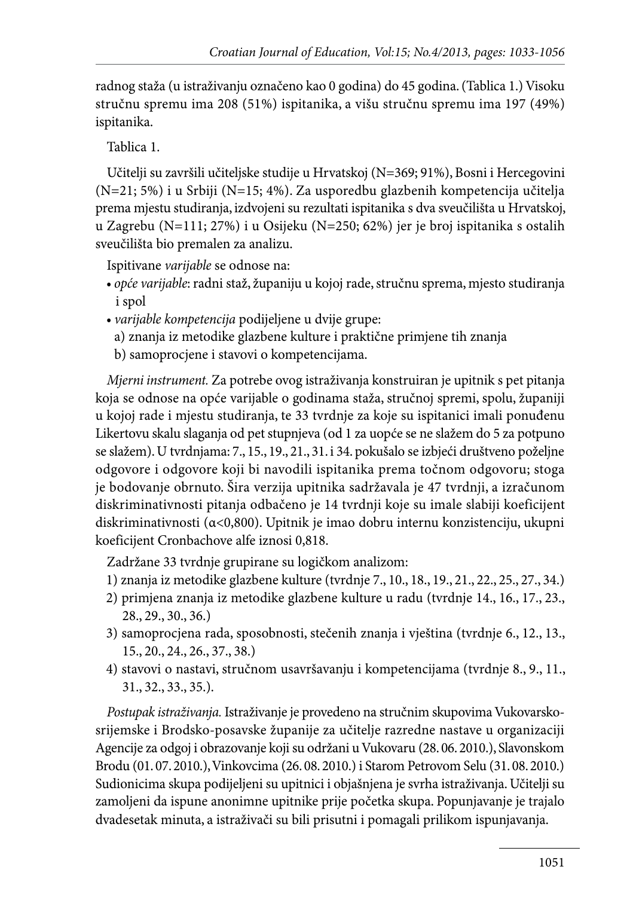radnog staža (u istraživanju označeno kao 0 godina) do 45 godina. (Tablica 1.) Visoku stručnu spremu ima 208 (51%) ispitanika, a višu stručnu spremu ima 197 (49%) ispitanika.

Tablica 1.

Učitelji su završili učiteljske studije u Hrvatskoj (N=369; 91%), Bosni i Hercegovini (N=21; 5%) i u Srbiji (N=15; 4%). Za usporedbu glazbenih kompetencija učitelja prema mjestu studiranja, izdvojeni su rezultati ispitanika s dva sveučilišta u Hrvatskoj, u Zagrebu (N=111; 27%) i u Osijeku (N=250; 62%) jer je broj ispitanika s ostalih sveučilišta bio premalen za analizu.

Ispitivane *varijable* se odnose na:

- *opće varijable*: radni staž, županiju u kojoj rade, stručnu sprema, mjesto studiranja i spol
- *varijable kompetencija* podijeljene u dvije grupe:
  a) znanja iz metodike glazbene kulture i praktične primjene tih znanja
  b) samoprocjene i stavovi o kompetencijama.

*Mjerni instrument.* Za potrebe ovog istraživanja konstruiran je upitnik s pet pitanja koja se odnose na opće varijable o godinama staža, stručnoj spremi, spolu, županiji u kojoj rade i mjestu studiranja, te 33 tvrdnje za koje su ispitanici imali ponuđenu Likertovu skalu slaganja od pet stupnjeva (od 1 za uopće se ne slažem do 5 za potpuno se slažem). U tvrdnjama: 7., 15., 19., 21., 31. i 34. pokušalo se izbjeći društveno poželjne odgovore i odgovore koji bi navodili ispitanika prema točnom odgovoru; stoga je bodovanje obrnuto. Šira verzija upitnika sadržavala je 47 tvrdnji, a izračunom diskriminativnosti pitanja odbačeno je 14 tvrdnji koje su imale slabiji koeficijent diskriminativnosti ($\alpha$<0,800). Upitnik je imao dobru internu konzistenciju, ukupni koeficijent Cronbachove alfe iznosi 0,818.

Zadržane 33 tvrdnje grupirane su logičkom analizom:

1) znanja iz metodike glazbene kulture (tvrdnje 7., 10., 18., 19., 21., 22., 25., 27., 34.)
2) primjena znanja iz metodike glazbene kulture u radu (tvrdnje 14., 16., 17., 23., 28., 29., 30., 36.)
3) samoprocjena rada, sposobnosti, stečenih znanja i vještina (tvrdnje 6., 12., 13., 15., 20., 24., 26., 37., 38.)
4) stavovi o nastavi, stručnom usavršavanju i kompetencijama (tvrdnje 8., 9., 11., 31., 32., 33., 35.).

*Postupak istraživanja.* Istraživanje je provedeno na stručnim skupovima Vukovarsko-srijemske i Brodsko-posavske županije za učitelje razredne nastave u organizaciji Agencije za odgoj i obrazovanje koji su održani u Vukovaru (28. 06. 2010.), Slavonskom Brodu (01. 07. 2010.), Vinkovcima (26. 08. 2010.) i Starom Petrovom Selu (31. 08. 2010.) Sudionicima skupa podijeljeni su upitnici i objašnjena je svrha istraživanja. Učitelji su zamoljeni da ispune anonimne upitnike prije početka skupa. Popunjavanje je trajalo dvadesetak minuta, a istraživači su bili prisutni i pomagali prilikom ispunjavanja.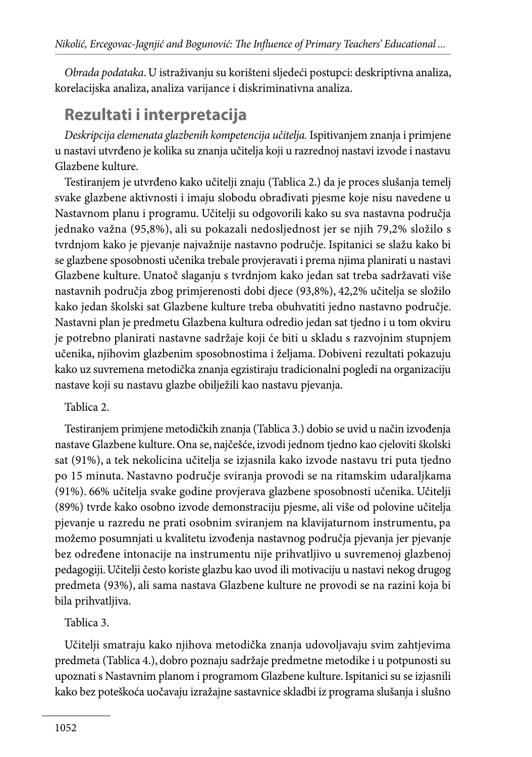*Obrada podataka*. U istraživanju su korišteni sljedeći postupci: deskriptivna analiza, korelacijska analiza, analiza varijance i diskriminativna analiza.

## Rezultati i interpretacija

*Deskripcija elemenata glazbenih kompetencija učitelja.* Ispitivanjem znanja i primjene u nastavi utvrđeno je kolika su znanja učitelja koji u razrednoj nastavi izvode i nastavu Glazbene kulture.

Testiranjem je utvrđeno kako učitelji znaju (Tablica 2.) da je proces slušanja temelj svake glazbene aktivnosti i imaju slobodu obrađivati pjesme koje nisu navedene u Nastavnom planu i programu. Učitelji su odgovorili kako su sva nastavna područja jednako važna (95,8%), ali su pokazali nedosljednost jer se njih 79,2% složilo s tvrdnjom kako je pjevanje najvažnije nastavno područje. Ispitanici se slažu kako bi se glazbene sposobnosti učenika trebale provjeravati i prema njima planirati u nastavi Glazbene kulture. Unatoč slaganju s tvrdnjom kako jedan sat treba sadržavati više nastavnih područja zbog primjerenosti dobi djece (93,8%), 42,2% učitelja se složilo kako jedan školski sat Glazbene kulture treba obuhvatiti jedno nastavno područje. Nastavni plan je predmetu Glazbena kultura odredio jedan sat tjedno i u tom okviru je potrebno planirati nastavne sadržaje koji će biti u skladu s razvojnim stupnjem učenika, njihovim glazbenim sposobnostima i željama. Dobiveni rezultati pokazuju kako uz suvremena metodička znanja egzistiraju tradicionalni pogledi na organizaciju nastave koji su nastavu glazbe obilježili kao nastavu pjevanja.

Tablica 2.

Testiranjem primjene metodičkih znanja (Tablica 3.) dobio se uvid u način izvođenja nastave Glazbene kulture. Ona se, najčešće, izvodi jednom tjedno kao cjeloviti školski sat (91%), a tek nekolicina učitelja se izjasnila kako izvode nastavu tri puta tjedno po 15 minuta. Nastavno područje sviranja provodi se na ritamskim udaraljkama (91%). 66% učitelja svake godine provjerava glazbene sposobnosti učenika. Učitelji (89%) tvrde kako osobno izvode demonstraciju pjesme, ali više od polovine učitelja pjevanje u razredu ne prati osobnim sviranjem na klavijaturnom instrumentu, pa možemo posumnjati u kvalitetu izvođenja nastavnog područja pjevanja jer pjevanje bez određene intonacije na instrumentu nije prihvatljivo u suvremenoj glazbenoj pedagogiji. Učitelji često koriste glazbu kao uvod ili motivaciju u nastavi nekog drugog predmeta (93%), ali sama nastava Glazbene kulture ne provodi se na razini koja bi bila prihvatljiva.

Tablica 3.

Učitelji smatraju kako njihova metodička znanja udovoljavaju svim zahtjevima predmeta (Tablica 4.), dobro poznaju sadržaje predmetne metodike i u potpunosti su upoznati s Nastavnim planom i programom Glazbene kulture. Ispitanici su se izjasnili kako bez poteškoća uočavaju izražajne sastavnice skladbi iz programa slušanja i slušno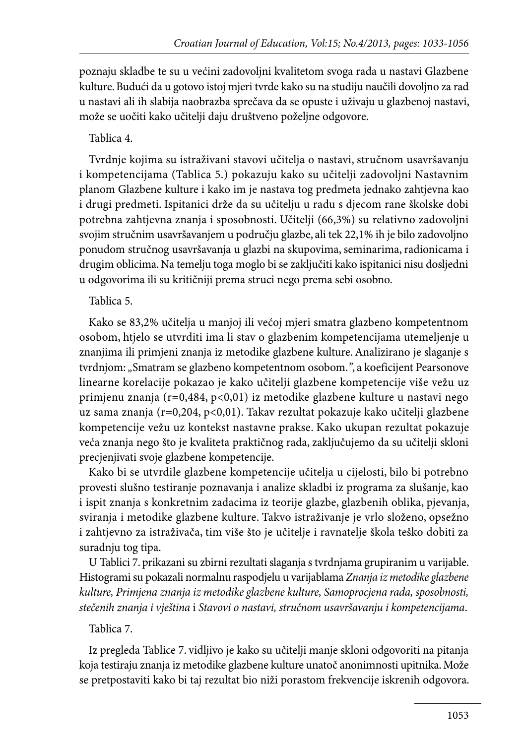poznaju skladbe te su u većini zadovoljni kvalitetom svoga rada u nastavi Glazbene kulture. Budući da u gotovo istoj mjeri tvrde kako su na studiju naučili dovoljno za rad u nastavi ali ih slabija naobrazba sprečava da se opuste i uživaju u glazbenoj nastavi, može se uočiti kako učitelji daju društveno poželjne odgovore.

Tablica 4.

Tvrdnje kojima su istraživani stavovi učitelja o nastavi, stručnom usavršavanju i kompetencijama (Tablica 5.) pokazuju kako su učitelji zadovoljni Nastavnim planom Glazbene kulture i kako im je nastava tog predmeta jednako zahtjevna kao i drugi predmeti. Ispitanici drže da su učitelju u radu s djecom rane školske dobi potrebna zahtjevna znanja i sposobnosti. Učitelji (66,3%) su relativno zadovoljni svojim stručnim usavršavanjem u području glazbe, ali tek 22,1% ih je bilo zadovoljno ponudom stručnog usavršavanja u glazbi na skupovima, seminarima, radionicama i drugim oblicima. Na temelju toga moglo bi se zaključiti kako ispitanici nisu dosljedni u odgovorima ili su kritičniji prema struci nego prema sebi osobno.

Tablica 5.

Kako se 83,2% učitelja u manjoj ili većoj mjeri smatra glazbeno kompetentnom osobom, htjelo se utvrditi ima li stav o glazbenim kompetencijama utemeljenje u znanjima ili primjeni znanja iz metodike glazbene kulture. Analizirano je slaganje s tvrdnjom: „Smatram se glazbeno kompetentnom osobom.", a koeficijent Pearsonove linearne korelacije pokazao je kako učitelji glazbene kompetencije više vežu uz primjenu znanja ($r=0,484$, $p<0,01$) iz metodike glazbene kulture u nastavi nego uz sama znanja ($r=0,204$, $p<0,01$). Takav rezultat pokazuje kako učitelji glazbene kompetencije vežu uz kontekst nastavne prakse. Kako ukupan rezultat pokazuje veća znanja nego što je kvaliteta praktičnog rada, zaključujemo da su učitelji skloni precjenjivati svoje glazbene kompetencije.

Kako bi se utvrdile glazbene kompetencije učitelja u cijelosti, bilo bi potrebno provesti slušno testiranje poznavanja i analize skladbi iz programa za slušanje, kao i ispit znanja s konkretnim zadacima iz teorije glazbe, glazbenih oblika, pjevanja, sviranja i metodike glazbene kulture. Takvo istraživanje je vrlo složeno, opsežno i zahtjevno za istraživača, tim više što je učitelje i ravnatelje škola teško dobiti za suradnju tog tipa.

U Tablici 7. prikazani su zbirni rezultati slaganja s tvrdnjama grupiranim u varijable. Histogrami su pokazali normalnu raspodjelu u varijablama *Znanja iz metodike glazbene kulture, Primjena znanja iz metodike glazbene kulture, Samoprocjena rada, sposobnosti, stečenih znanja i vještina* i *Stavovi o nastavi, stručnom usavršavanju i kompetencijama*.

Tablica 7.

Iz pregleda Tablice 7. vidljivo je kako su učitelji manje skloni odgovoriti na pitanja koja testiraju znanja iz metodike glazbene kulture unatoč anonimnosti upitnika. Može se pretpostaviti kako bi taj rezultat bio niži porastom frekvencije iskrenih odgovora.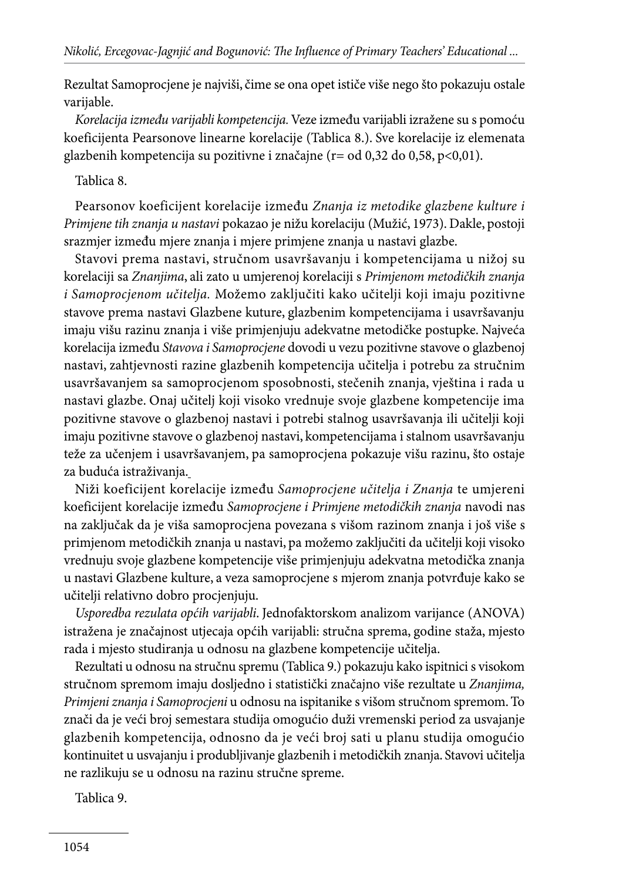Rezultat Samoprocjene je najviši, čime se ona opet ističe više nego što pokazuju ostale varijable.

*Korelacija između varijabli kompetencija.* Veze između varijabli izražene su s pomoću koeficijenta Pearsonove linearne korelacije (Tablica 8.). Sve korelacije iz elemenata glazbenih kompetencija su pozitivne i značajne (r= od 0,32 do 0,58, p<0,01).

Tablica 8.

Pearsonov koeficijent korelacije između *Znanja iz metodike glazbene kulture i Primjene tih znanja u nastavi* pokazao je nižu korelaciju (Mužić, 1973). Dakle, postoji srazmjer između mjere znanja i mjere primjene znanja u nastavi glazbe.

Stavovi prema nastavi, stručnom usavršavanju i kompetencijama u nižoj su korelaciji sa *Znanjima*, ali zato u umjerenoj korelaciji s *Primjenom metodičkih znanja i Samoprocjenom učitelja.* Možemo zaključiti kako učitelji koji imaju pozitivne stavove prema nastavi Glazbene kuture, glazbenim kompetencijama i usavršavanju imaju višu razinu znanja i više primjenjuju adekvatne metodičke postupke. Najveća korelacija između *Stavova i Samoprocjene* dovodi u vezu pozitivne stavove o glazbenoj nastavi, zahtjevnosti razine glazbenih kompetencija učitelja i potrebu za stručnim usavršavanjem sa samoprocjenom sposobnosti, stečenih znanja, vještina i rada u nastavi glazbe. Onaj učitelj koji visoko vrednuje svoje glazbene kompetencije ima pozitivne stavove o glazbenoj nastavi i potrebi stalnog usavršavanja ili učitelji koji imaju pozitivne stavove o glazbenoj nastavi, kompetencijama i stalnom usavršavanju teže za učenjem i usavršavanjem, pa samoprocjena pokazuje višu razinu, što ostaje za buduća istraživanja.

Niži koeficijent korelacije između *Samoprocjene učitelja i Znanja* te umjereni koeficijent korelacije između *Samoprocjene i Primjene metodičkih znanja* navodi nas na zaključak da je viša samoprocjena povezana s višom razinom znanja i još više s primjenom metodičkih znanja u nastavi, pa možemo zaključiti da učitelji koji visoko vrednuju svoje glazbene kompetencije više primjenjuju adekvatna metodička znanja u nastavi Glazbene kulture, a veza samoprocjene s mjerom znanja potvrđuje kako se učitelji relativno dobro procjenjuju.

*Usporedba rezulata općih varijabli.* Jednofaktorskom analizom varijance (ANOVA) istražena je značajnost utjecaja općih varijabli: stručna sprema, godine staža, mjesto rada i mjesto studiranja u odnosu na glazbene kompetencije učitelja.

Rezultati u odnosu na stručnu spremu (Tablica 9.) pokazuju kako ispitnici s visokom stručnom spremom imaju dosljedno i statistički značajno više rezultate u *Znanjima, Primjeni znanja i Samoprocjeni* u odnosu na ispitanike s višom stručnom spremom. To znači da je veći broj semestara studija omogućio duži vremenski period za usvajanje glazbenih kompetencija, odnosno da je veći broj sati u planu studija omogućio kontinuitet u usvajanju i produbljivanje glazbenih i metodičkih znanja. Stavovi učitelja ne razlikuju se u odnosu na razinu stručne spreme.

Tablica 9.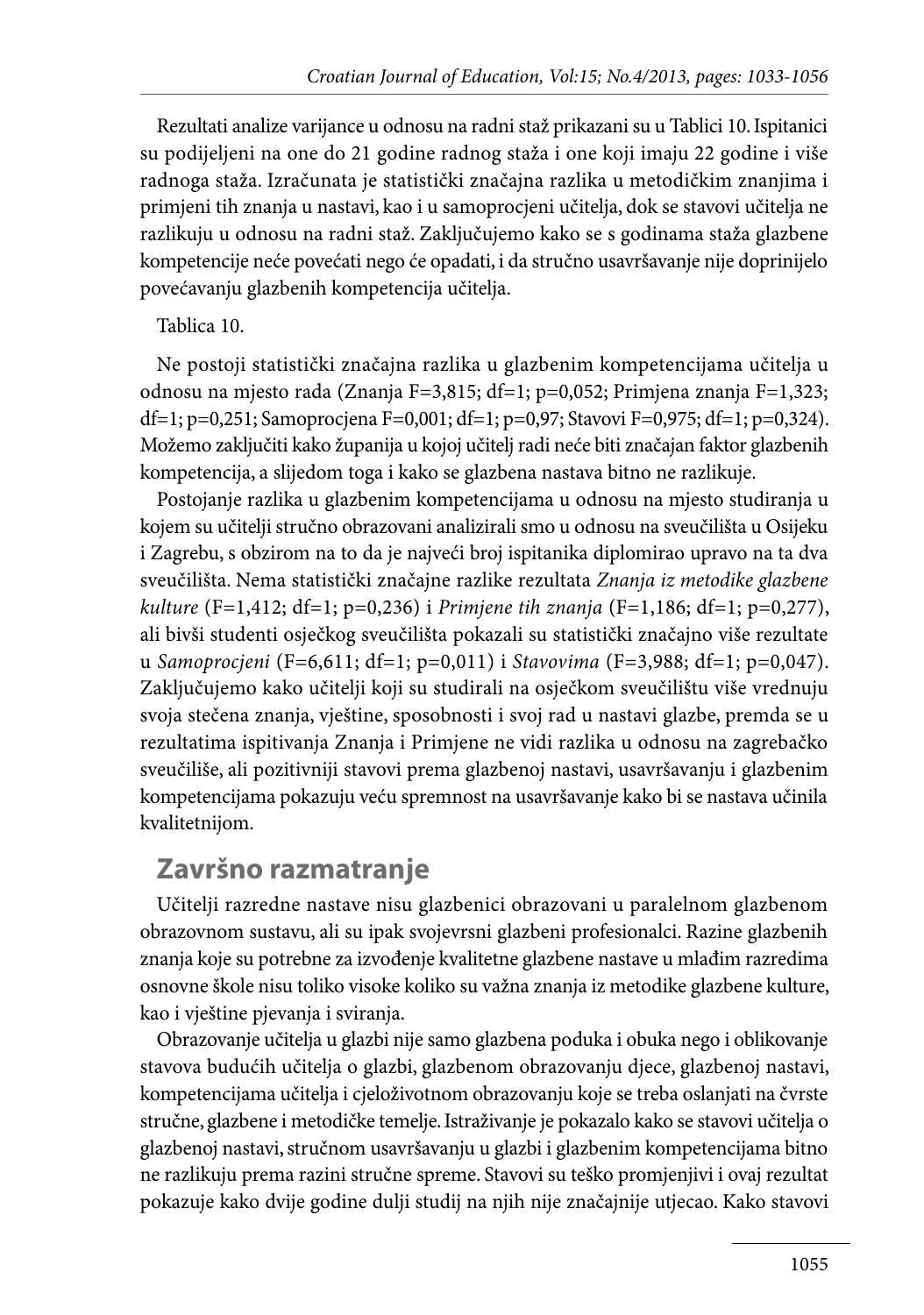Rezultati analize varijance u odnosu na radni staž prikazani su u Tablici 10. Ispitanici su podijeljeni na one do 21 godine radnog staža i one koji imaju 22 godine i više radnoga staža. Izračunata je statistički značajna razlika u metodičkim znanjima i primjeni tih znanja u nastavi, kao i u samoprocjeni učitelja, dok se stavovi učitelja ne razlikuju u odnosu na radni staž. Zaključujemo kako se s godinama staža glazbene kompetencije neće povećati nego će opadati, i da stručno usavršavanje nije doprinijelo povećavanju glazbenih kompetencija učitelja.

Tablica 10.

Ne postoji statistički značajna razlika u glazbenim kompetencijama učitelja u odnosu na mjesto rada (Znanja F=3,815; df=1; p=0,052; Primjena znanja F=1,323; df=1; p=0,251; Samoprocjena F=0,001; df=1; p=0,97; Stavovi F=0,975; df=1; p=0,324). Možemo zaključiti kako županija u kojoj učitelj radi neće biti značajan faktor glazbenih kompetencija, a slijedom toga i kako se glazbena nastava bitno ne razlikuje.

Postojanje razlika u glazbenim kompetencijama u odnosu na mjesto studiranja u kojem su učitelji stručno obrazovani analizirali smo u odnosu na sveučilišta u Osijeku i Zagrebu, s obzirom na to da je najveći broj ispitanika diplomirao upravo na ta dva sveučilišta. Nema statistički značajne razlike rezultata *Znanja iz metodike glazbene kulture* (F=1,412; df=1; p=0,236) i *Primjene tih znanja* (F=1,186; df=1; p=0,277), ali bivši studenti osječkog sveučilišta pokazali su statistički značajno više rezultate u *Samoprocjeni* (F=6,611; df=1; p=0,011) i *Stavovima* (F=3,988; df=1; p=0,047). Zaključujemo kako učitelji koji su studirali na osječkom sveučilištu više vrednuju svoja stečena znanja, vještine, sposobnosti i svoj rad u nastavi glazbe, premda se u rezultatima ispitivanja Znanja i Primjene ne vidi razlika u odnosu na zagrebačko sveučilište, ali pozitivniji stavovi prema glazbenoj nastavi, usavršavanju i glazbenim kompetencijama pokazuju veću spremnost na usavršavanje kako bi se nastava učinila kvalitetnijom.

## Završno razmatranje

Učitelji razredne nastave nisu glazbenici obrazovani u paralelnom glazbenom obrazovnom sustavu, ali su ipak svojevrsni glazbeni profesionalci. Razine glazbenih znanja koje su potrebne za izvođenje kvalitetne glazbene nastave u mlađim razredima osnovne škole nisu toliko visoke koliko su važna znanja iz metodike glazbene kulture, kao i vještine pjevanja i sviranja.

Obrazovanje učitelja u glazbi nije samo glazbena poduka i obuka nego i oblikovanje stavova budućih učitelja o glazbi, glazbenom obrazovanju djece, glazbenoj nastavi, kompetencijama učitelja i cjeloživotnom obrazovanju koje se treba oslanjati na čvrste stručne, glazbene i metodičke temelje. Istraživanje je pokazalo kako se stavovi učitelja o glazbenoj nastavi, stručnom usavršavanju u glazbi i glazbenim kompetencijama bitno ne razlikuju prema razini stručne spreme. Stavovi su teško promjenjivi i ovaj rezultat pokazuje kako dvije godine dulji studij na njih nije značajnije utjecao. Kako stavovi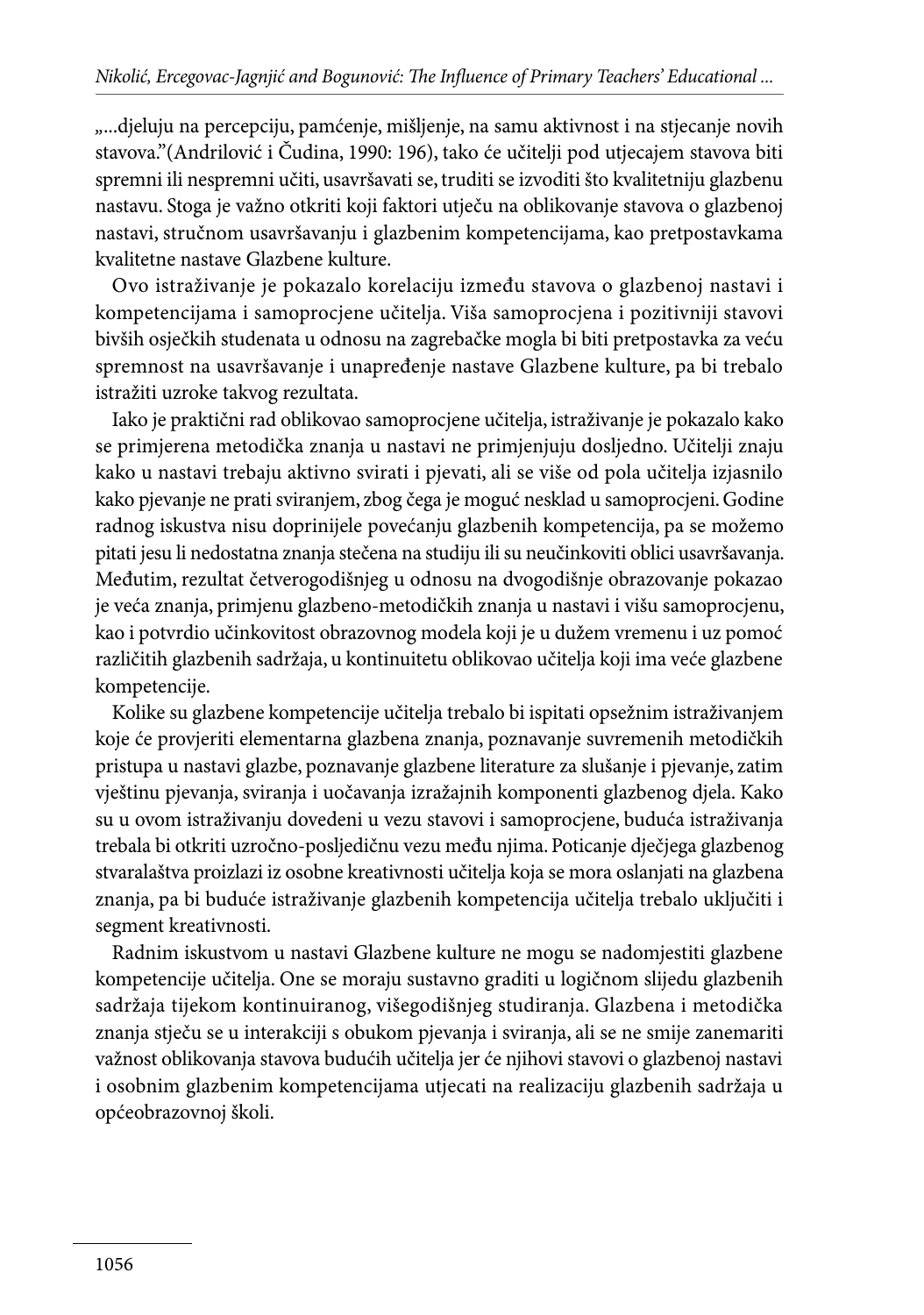„...djeluju na percepciju, pamćenje, mišljenje, na samu aktivnost i na stjecanje novih stavova."(Andrilović i Čudina, 1990: 196), tako će učitelji pod utjecajem stavova biti spremni ili nespremni učiti, usavršavati se, truditi se izvoditi što kvalitetniju glazbenu nastavu. Stoga je važno otkriti koji faktori utječu na oblikovanje stavova o glazbenoj nastavi, stručnom usavršavanju i glazbenim kompetencijama, kao pretpostavkama kvalitetne nastave Glazbene kulture.

Ovo istraživanje je pokazalo korelaciju između stavova o glazbenoj nastavi i kompetencijama i samoprocjene učitelja. Viša samoprocjena i pozitivniji stavovi bivših osječkih studenata u odnosu na zagrebačke mogla bi biti pretpostavka za veću spremnost na usavršavanje i unapređenje nastave Glazbene kulture, pa bi trebalo istražiti uzroke takvog rezultata.

Iako je praktični rad oblikovao samoprocjene učitelja, istraživanje je pokazalo kako se primjerena metodička znanja u nastavi ne primjenjuju dosljedno. Učitelji znaju kako u nastavi trebaju aktivno svirati i pjevati, ali se više od pola učitelja izjasnilo kako pjevanje ne prati sviranjem, zbog čega je moguć nesklad u samoprocjeni. Godine radnog iskustva nisu doprinijele povećanju glazbenih kompetencija, pa se možemo pitati jesu li nedostatna znanja stečena na studiju ili su neučinkoviti oblici usavršavanja. Međutim, rezultat četverogodišnjeg u odnosu na dvogodišnje obrazovanje pokazao je veća znanja, primjenu glazbeno-metodičkih znanja u nastavi i višu samoprocjenu, kao i potvrdio učinkovitost obrazovnog modela koji je u dužem vremenu i uz pomoć različitih glazbenih sadržaja, u kontinuitetu oblikovao učitelja koji ima veće glazbene kompetencije.

Kolike su glazbene kompetencije učitelja trebalo bi ispitati opsežnim istraživanjem koje će provjeriti elementarna glazbena znanja, poznavanje suvremenih metodičkih pristupa u nastavi glazbe, poznavanje glazbene literature za slušanje i pjevanje, zatim vještinu pjevanja, sviranja i uočavanja izražajnih komponenti glazbenog djela. Kako su u ovom istraživanju dovedeni u vezu stavovi i samoprocjene, buduća istraživanja trebala bi otkriti uzročno-posljedičnu vezu među njima. Poticanje dječjega glazbenog stvaralaštva proizlazi iz osobne kreativnosti učitelja koja se mora oslanjati na glazbena znanja, pa bi buduće istraživanje glazbenih kompetencija učitelja trebalo uključiti i segment kreativnosti.

Radnim iskustvom u nastavi Glazbene kulture ne mogu se nadomjestiti glazbene kompetencije učitelja. One se moraju sustavno graditi u logičnom slijedu glazbenih sadržaja tijekom kontinuiranog, višegodišnjeg studiranja. Glazbena i metodička znanja stječu se u interakciji s obukom pjevanja i sviranja, ali se ne smije zanemariti važnost oblikovanja stavova budućih učitelja jer će njihovi stavovi o glazbenoj nastavi i osobnim glazbenim kompetencijama utjecati na realizaciju glazbenih sadržaja u općeobrazovnoj školi.